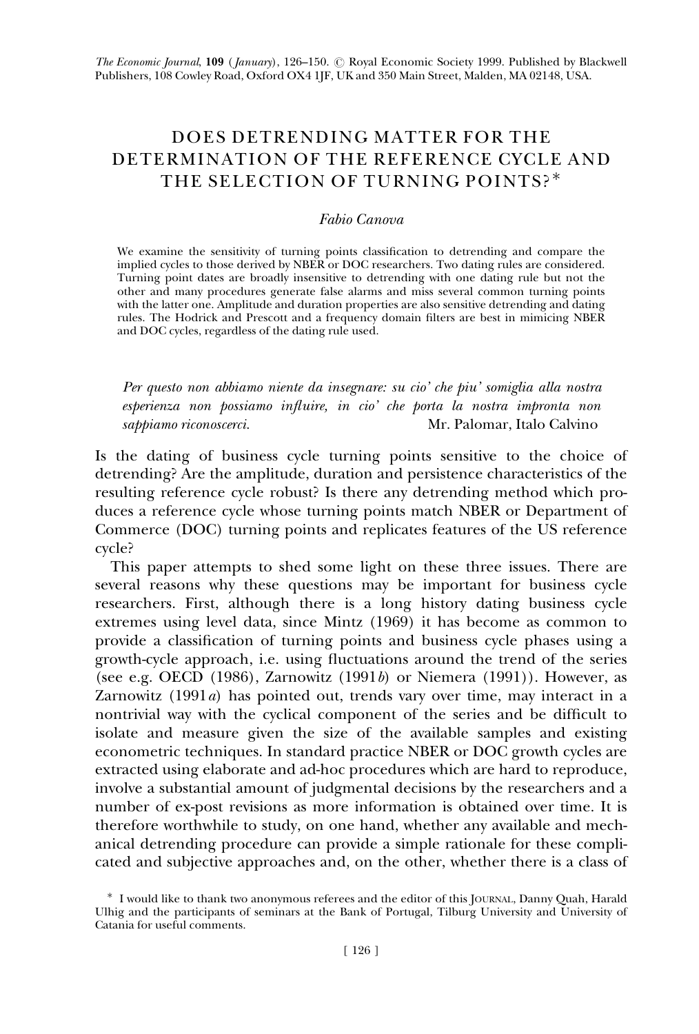# DOES DETRENDING MATTER FOR THE DETERMINATION OF THE REFERENCE CYCLE AND THE SELECTION OF TURNING POINTS?*

*Fabio Canova*

We examine the sensitivity of turning points classification to detrending and compare the implied cycles to those derived by NBER or DOC researchers. Two dating rules are considered. Turning point dates are broadly insensitive to detrending with one dating rule but not the other and many procedures generate false alarms and miss several common turning points with the latter one. Amplitude and duration properties are also sensitive detrending and dating rules. The Hodrick and Prescott and a frequency domain filters are best in mimicing NBER and DOC cycles, regardless of the dating rule used.

*Per questo non abbiamo niente da insegnare: su cio' che piu' somiglia alla nostra esperienza non possiamo influire, in cio' che porta la nostra impronta non sappiamo riconoscerci.* Mr. Palomar, Italo Calvino

Is the dating of business cycle turning points sensitive to the choice of detrending? Are the amplitude, duration and persistence characteristics of the resulting reference cycle robust? Is there any detrending method which produces a reference cycle whose turning points match NBER or Department of Commerce (DOC) turning points and replicates features of the US reference cycle?

This paper attempts to shed some light on these three issues. There are several reasons why these questions may be important for business cycle researchers. First, although there is a long history dating business cycle extremes using level data, since Mintz (1969) it has become as common to provide a classification of turning points and business cycle phases using a growth-cycle approach, i.e. using fluctuations around the trend of the series (see e.g. OECD (1986), Zarnowitz (1991*b*) or Niemera (1991)). However, as Zarnowitz (1991*a*) has pointed out, trends vary over time, may interact in a nontrivial way with the cyclical component of the series and be difficult to isolate and measure given the size of the available samples and existing econometric techniques. In standard practice NBER or DOC growth cycles are extracted using elaborate and ad-hoc procedures which are hard to reproduce, involve a substantial amount of judgmental decisions by the researchers and a number of ex-post revisions as more information is obtained over time. It is therefore worthwhile to study, on one hand, whether any available and mechanical detrending procedure can provide a simple rationale for these complicated and subjective approaches and, on the other, whether there is a class of

* I would like to thank two anonymous referees and the editor of this Journal, Danny Quah, Harald Ulhig and the participants of seminars at the Bank of Portugal, Tilburg University and University of Catania for useful comments.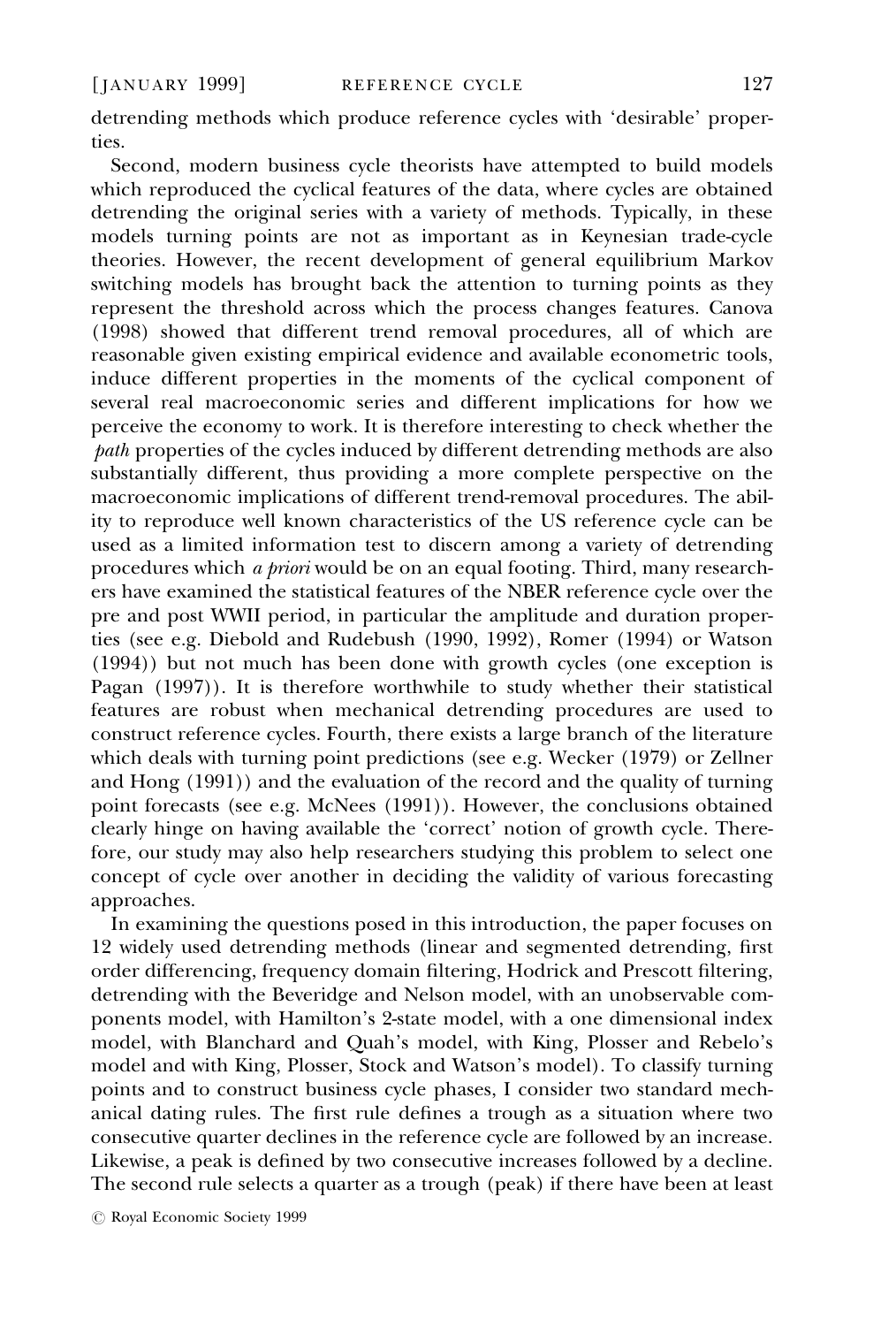detrending methods which produce reference cycles with 'desirable' properties.

Second, modern business cycle theorists have attempted to build models which reproduced the cyclical features of the data, where cycles are obtained detrending the original series with a variety of methods. Typically, in these models turning points are not as important as in Keynesian trade-cycle theories. However, the recent development of general equilibrium Markov switching models has brought back the attention to turning points as they represent the threshold across which the process changes features. Canova (1998) showed that different trend removal procedures, all of which are reasonable given existing empirical evidence and available econometric tools, induce different properties in the moments of the cyclical component of several real macroeconomic series and different implications for how we perceive the economy to work. It is therefore interesting to check whether the *path* properties of the cycles induced by different detrending methods are also substantially different, thus providing a more complete perspective on the macroeconomic implications of different trend-removal procedures. The ability to reproduce well known characteristics of the US reference cycle can be used as a limited information test to discern among a variety of detrending procedures which *a priori* would be on an equal footing. Third, many researchers have examined the statistical features of the NBER reference cycle over the pre and post WWII period, in particular the amplitude and duration properties (see e.g. Diebold and Rudebush (1990, 1992), Romer (1994) or Watson (1994)) but not much has been done with growth cycles (one exception is Pagan (1997)). It is therefore worthwhile to study whether their statistical features are robust when mechanical detrending procedures are used to construct reference cycles. Fourth, there exists a large branch of the literature which deals with turning point predictions (see e.g. Wecker (1979) or Zellner and Hong (1991)) and the evaluation of the record and the quality of turning point forecasts (see e.g. McNees (1991)). However, the conclusions obtained clearly hinge on having available the 'correct' notion of growth cycle. Therefore, our study may also help researchers studying this problem to select one concept of cycle over another in deciding the validity of various forecasting approaches.

In examining the questions posed in this introduction, the paper focuses on 12 widely used detrending methods (linear and segmented detrending, first order differencing, frequency domain filtering, Hodrick and Prescott filtering, detrending with the Beveridge and Nelson model, with an unobservable components model, with Hamilton's 2-state model, with a one dimensional index model, with Blanchard and Quah's model, with King, Plosser and Rebelo's model and with King, Plosser, Stock and Watson's model). To classify turning points and to construct business cycle phases, I consider two standard mechanical dating rules. The first rule defines a trough as a situation where two consecutive quarter declines in the reference cycle are followed by an increase. Likewise, a peak is defined by two consecutive increases followed by a decline. The second rule selects a quarter as a trough (peak) if there have been at least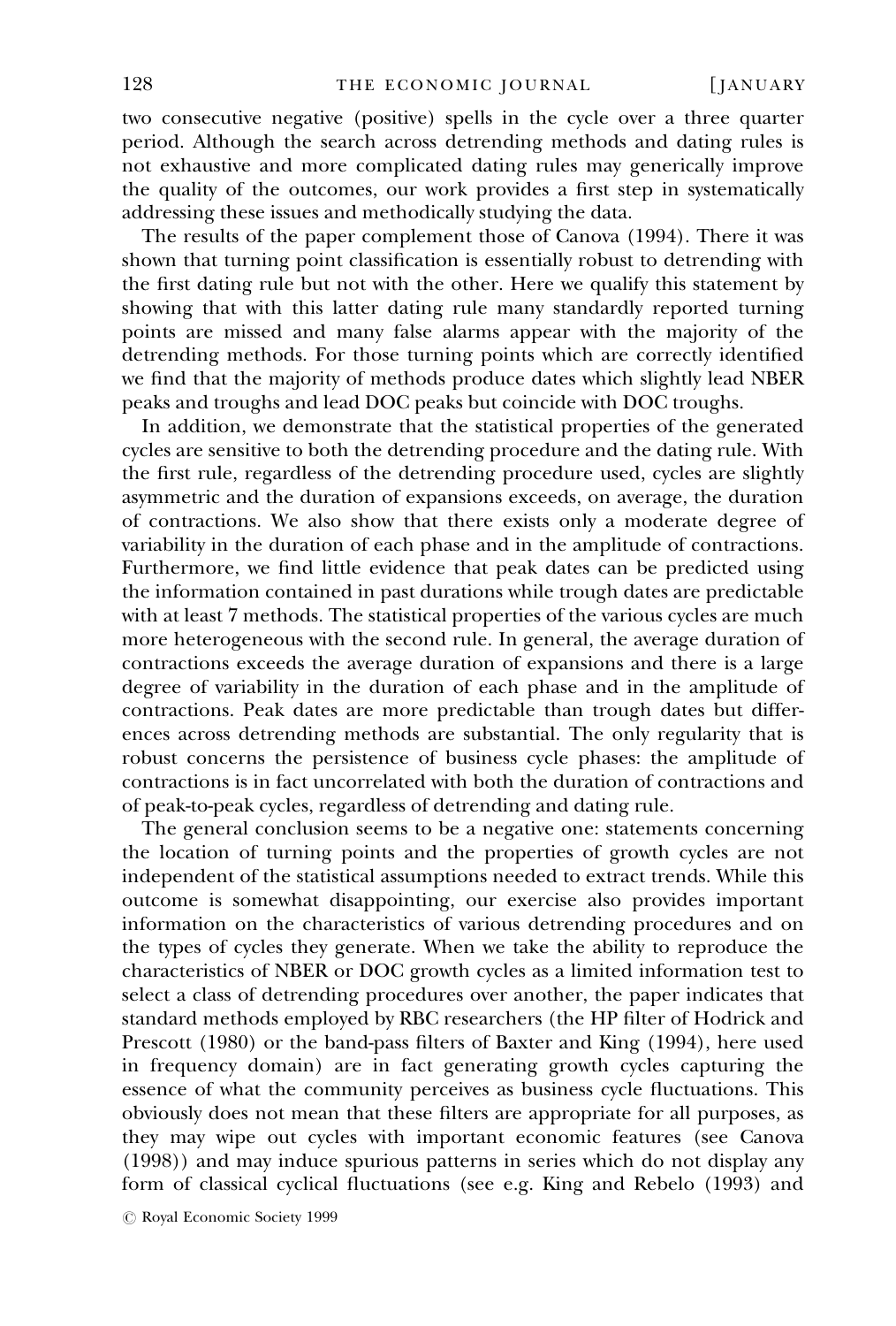two consecutive negative (positive) spells in the cycle over a three quarter period. Although the search across detrending methods and dating rules is not exhaustive and more complicated dating rules may generically improve the quality of the outcomes, our work provides a first step in systematically addressing these issues and methodically studying the data.

The results of the paper complement those of Canova (1994). There it was shown that turning point classification is essentially robust to detrending with the first dating rule but not with the other. Here we qualify this statement by showing that with this latter dating rule many standardly reported turning points are missed and many false alarms appear with the majority of the detrending methods. For those turning points which are correctly identified we find that the majority of methods produce dates which slightly lead NBER peaks and troughs and lead DOC peaks but coincide with DOC troughs.

In addition, we demonstrate that the statistical properties of the generated cycles are sensitive to both the detrending procedure and the dating rule. With the first rule, regardless of the detrending procedure used, cycles are slightly asymmetric and the duration of expansions exceeds, on average, the duration of contractions. We also show that there exists only a moderate degree of variability in the duration of each phase and in the amplitude of contractions. Furthermore, we find little evidence that peak dates can be predicted using the information contained in past durations while trough dates are predictable with at least 7 methods. The statistical properties of the various cycles are much more heterogeneous with the second rule. In general, the average duration of contractions exceeds the average duration of expansions and there is a large degree of variability in the duration of each phase and in the amplitude of contractions. Peak dates are more predictable than trough dates but differences across detrending methods are substantial. The only regularity that is robust concerns the persistence of business cycle phases: the amplitude of contractions is in fact uncorrelated with both the duration of contractions and of peak-to-peak cycles, regardless of detrending and dating rule.

The general conclusion seems to be a negative one: statements concerning the location of turning points and the properties of growth cycles are not independent of the statistical assumptions needed to extract trends. While this outcome is somewhat disappointing, our exercise also provides important information on the characteristics of various detrending procedures and on the types of cycles they generate. When we take the ability to reproduce the characteristics of NBER or DOC growth cycles as a limited information test to select a class of detrending procedures over another, the paper indicates that standard methods employed by RBC researchers (the HP filter of Hodrick and Prescott (1980) or the band-pass filters of Baxter and King (1994), here used in frequency domain) are in fact generating growth cycles capturing the essence of what the community perceives as business cycle fluctuations. This obviously does not mean that these filters are appropriate for all purposes, as they may wipe out cycles with important economic features (see Canova (1998)) and may induce spurious patterns in series which do not display any form of classical cyclical fluctuations (see e.g. King and Rebelo (1993) and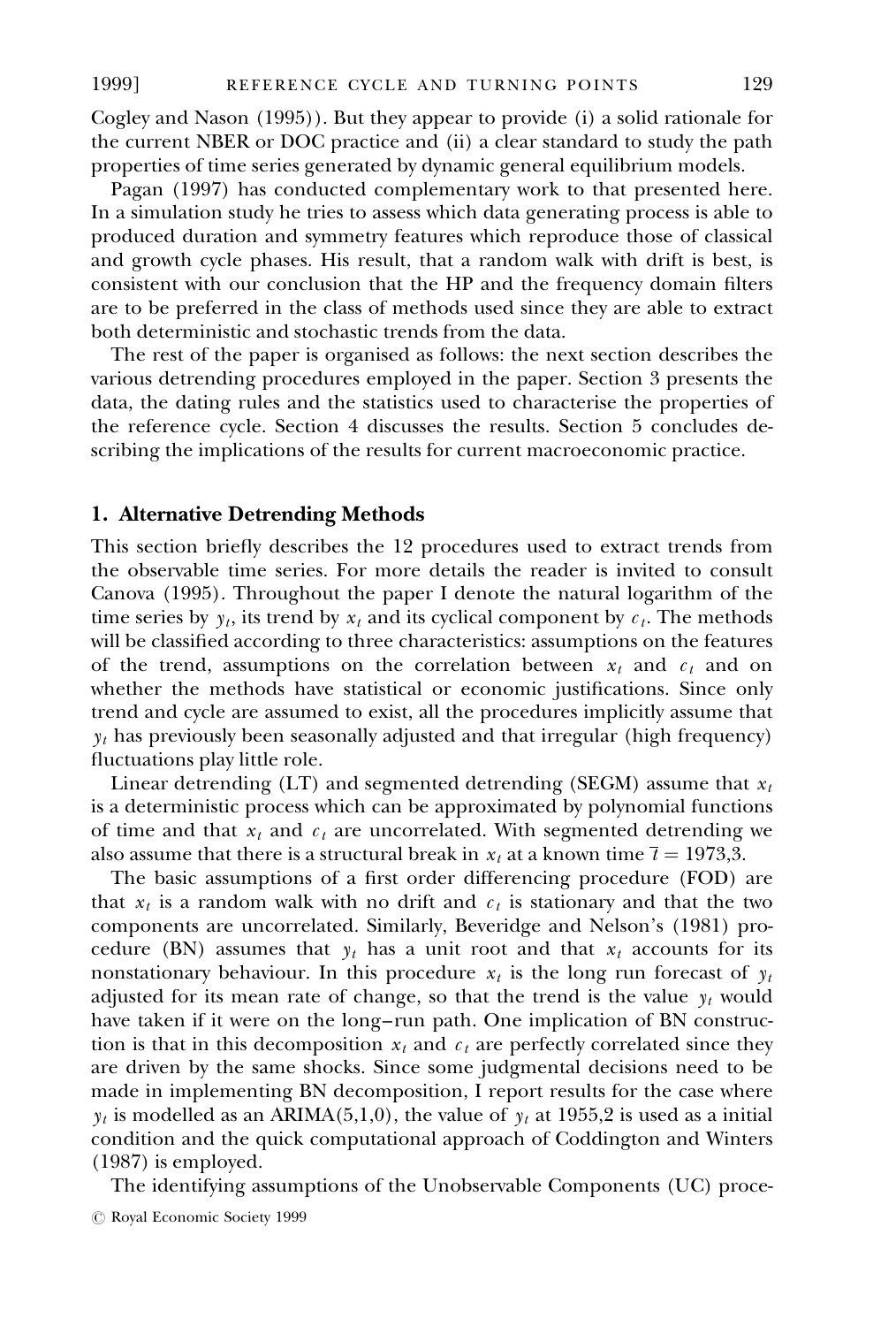Cogley and Nason (1995)). But they appear to provide (i) a solid rationale for the current NBER or DOC practice and (ii) a clear standard to study the path properties of time series generated by dynamic general equilibrium models.

Pagan (1997) has conducted complementary work to that presented here. In a simulation study he tries to assess which data generating process is able to produced duration and symmetry features which reproduce those of classical and growth cycle phases. His result, that a random walk with drift is best, is consistent with our conclusion that the HP and the frequency domain filters are to be preferred in the class of methods used since they are able to extract both deterministic and stochastic trends from the data.

The rest of the paper is organised as follows: the next section describes the various detrending procedures employed in the paper. Section 3 presents the data, the dating rules and the statistics used to characterise the properties of the reference cycle. Section 4 discusses the results. Section 5 concludes describing the implications of the results for current macroeconomic practice.

## 1. Alternative Detrending Methods

This section briefly describes the 12 procedures used to extract trends from the observable time series. For more details the reader is invited to consult Canova (1995). Throughout the paper I denote the natural logarithm of the time series by $y_t$, its trend by $x_t$ and its cyclical component by $c_t$. The methods will be classified according to three characteristics: assumptions on the features of the trend, assumptions on the correlation between $x_t$ and $c_t$ and on whether the methods have statistical or economic justifications. Since only trend and cycle are assumed to exist, all the procedures implicitly assume that $y_t$ has previously been seasonally adjusted and that irregular (high frequency) fluctuations play little role.

Linear detrending (LT) and segmented detrending (SEGM) assume that $x_t$ is a deterministic process which can be approximated by polynomial functions of time and that $x_t$ and $c_t$ are uncorrelated. With segmented detrending we also assume that there is a structural break in $x_t$ at a known time $\bar{t} = 1973{,}3$.

The basic assumptions of a first order differencing procedure (FOD) are that $x_t$ is a random walk with no drift and $c_t$ is stationary and that the two components are uncorrelated. Similarly, Beveridge and Nelson's (1981) procedure (BN) assumes that $y_t$ has a unit root and that $x_t$ accounts for its nonstationary behaviour. In this procedure $x_t$ is the long run forecast of $y_t$ adjusted for its mean rate of change, so that the trend is the value $y_t$ would have taken if it were on the long–run path. One implication of BN construction is that in this decomposition $x_t$ and $c_t$ are perfectly correlated since they are driven by the same shocks. Since some judgmental decisions need to be made in implementing BN decomposition, I report results for the case where $y_t$ is modelled as an ARIMA(5,1,0), the value of $y_t$ at 1955,2 is used as a initial condition and the quick computational approach of Coddington and Winters (1987) is employed.

The identifying assumptions of the Unobservable Components (UC) proce-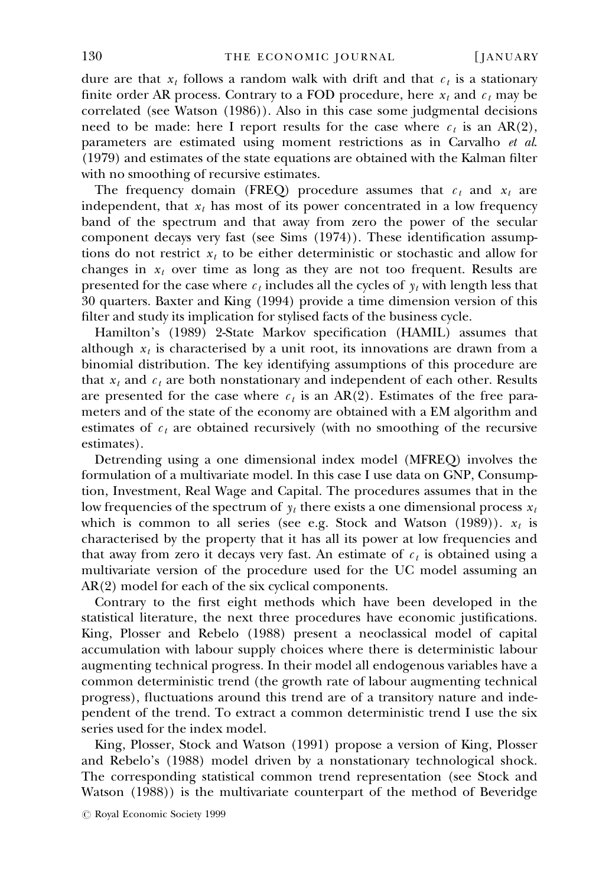dure are that $x_t$ follows a random walk with drift and that $c_t$ is a stationary finite order AR process. Contrary to a FOD procedure, here $x_t$ and $c_t$ may be correlated (see Watson (1986)). Also in this case some judgmental decisions need to be made: here I report results for the case where $c_t$ is an AR(2), parameters are estimated using moment restrictions as in Carvalho *et al.* (1979) and estimates of the state equations are obtained with the Kalman filter with no smoothing of recursive estimates.

The frequency domain (FREQ) procedure assumes that $c_t$ and $x_t$ are independent, that $x_t$ has most of its power concentrated in a low frequency band of the spectrum and that away from zero the power of the secular component decays very fast (see Sims (1974)). These identification assumptions do not restrict $x_t$ to be either deterministic or stochastic and allow for changes in $x_t$ over time as long as they are not too frequent. Results are presented for the case where $c_t$ includes all the cycles of $y_t$ with length less that 30 quarters. Baxter and King (1994) provide a time dimension version of this filter and study its implication for stylised facts of the business cycle.

Hamilton's (1989) 2-State Markov specification (HAMIL) assumes that although $x_t$ is characterised by a unit root, its innovations are drawn from a binomial distribution. The key identifying assumptions of this procedure are that $x_t$ and $c_t$ are both nonstationary and independent of each other. Results are presented for the case where $c_t$ is an AR(2). Estimates of the free parameters and of the state of the economy are obtained with a EM algorithm and estimates of $c_t$ are obtained recursively (with no smoothing of the recursive estimates).

Detrending using a one dimensional index model (MFREQ) involves the formulation of a multivariate model. In this case I use data on GNP, Consumption, Investment, Real Wage and Capital. The procedures assumes that in the low frequencies of the spectrum of $y_t$ there exists a one dimensional process $x_t$ which is common to all series (see e.g. Stock and Watson (1989)). $x_t$ is characterised by the property that it has all its power at low frequencies and that away from zero it decays very fast. An estimate of $c_t$ is obtained using a multivariate version of the procedure used for the UC model assuming an AR(2) model for each of the six cyclical components.

Contrary to the first eight methods which have been developed in the statistical literature, the next three procedures have economic justifications. King, Plosser and Rebelo (1988) present a neoclassical model of capital accumulation with labour supply choices where there is deterministic labour augmenting technical progress. In their model all endogenous variables have a common deterministic trend (the growth rate of labour augmenting technical progress), fluctuations around this trend are of a transitory nature and independent of the trend. To extract a common deterministic trend I use the six series used for the index model.

King, Plosser, Stock and Watson (1991) propose a version of King, Plosser and Rebelo's (1988) model driven by a nonstationary technological shock. The corresponding statistical common trend representation (see Stock and Watson (1988)) is the multivariate counterpart of the method of Beveridge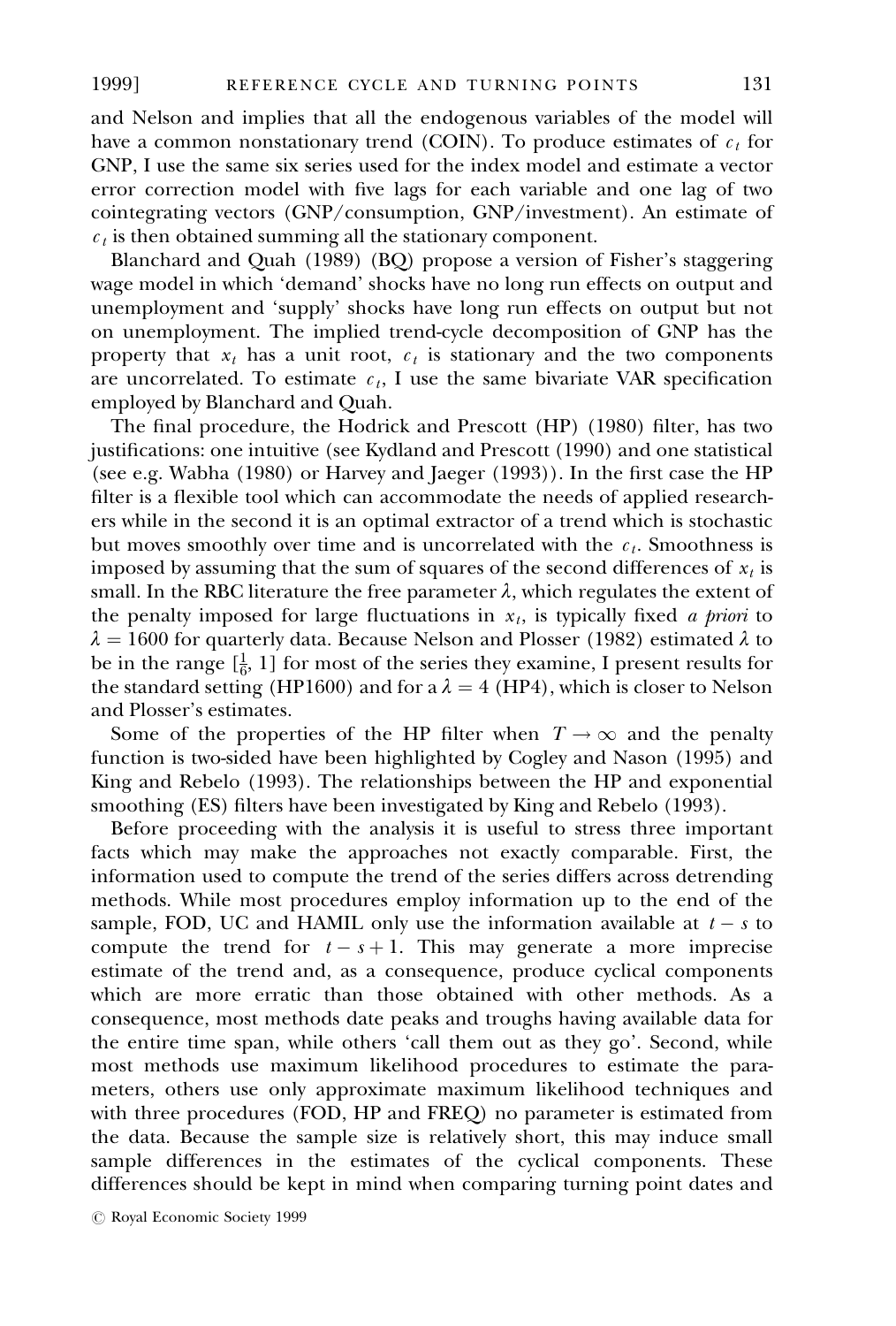and Nelson and implies that all the endogenous variables of the model will have a common nonstationary trend (COIN). To produce estimates of $c_t$ for GNP, I use the same six series used for the index model and estimate a vector error correction model with five lags for each variable and one lag of two cointegrating vectors (GNP/consumption, GNP/investment). An estimate of $c_t$ is then obtained summing all the stationary component.

Blanchard and Quah (1989) (BQ) propose a version of Fisher's staggering wage model in which 'demand' shocks have no long run effects on output and unemployment and 'supply' shocks have long run effects on output but not on unemployment. The implied trend-cycle decomposition of GNP has the property that $x_t$ has a unit root, $c_t$ is stationary and the two components are uncorrelated. To estimate $c_t$, I use the same bivariate VAR specification employed by Blanchard and Quah.

The final procedure, the Hodrick and Prescott (HP) (1980) filter, has two justifications: one intuitive (see Kydland and Prescott (1990) and one statistical (see e.g. Wabha (1980) or Harvey and Jaeger (1993)). In the first case the HP filter is a flexible tool which can accommodate the needs of applied researchers while in the second it is an optimal extractor of a trend which is stochastic but moves smoothly over time and is uncorrelated with the $c_t$. Smoothness is imposed by assuming that the sum of squares of the second differences of $x_t$ is small. In the RBC literature the free parameter $\lambda$, which regulates the extent of the penalty imposed for large fluctuations in $x_t$, is typically fixed *a priori* to $\lambda = 1600$ for quarterly data. Because Nelson and Plosser (1982) estimated $\lambda$ to be in the range $[\frac{1}{6}, 1]$ for most of the series they examine, I present results for the standard setting (HP1600) and for a $\lambda = 4$ (HP4), which is closer to Nelson and Plosser's estimates.

Some of the properties of the HP filter when $T \to \infty$ and the penalty function is two-sided have been highlighted by Cogley and Nason (1995) and King and Rebelo (1993). The relationships between the HP and exponential smoothing (ES) filters have been investigated by King and Rebelo (1993).

Before proceeding with the analysis it is useful to stress three important facts which may make the approaches not exactly comparable. First, the information used to compute the trend of the series differs across detrending methods. While most procedures employ information up to the end of the sample, FOD, UC and HAMIL only use the information available at $t - s$ to compute the trend for $t - s + 1$. This may generate a more imprecise estimate of the trend and, as a consequence, produce cyclical components which are more erratic than those obtained with other methods. As a consequence, most methods date peaks and troughs having available data for the entire time span, while others 'call them out as they go'. Second, while most methods use maximum likelihood procedures to estimate the parameters, others use only approximate maximum likelihood techniques and with three procedures (FOD, HP and FREQ) no parameter is estimated from the data. Because the sample size is relatively short, this may induce small sample differences in the estimates of the cyclical components. These differences should be kept in mind when comparing turning point dates and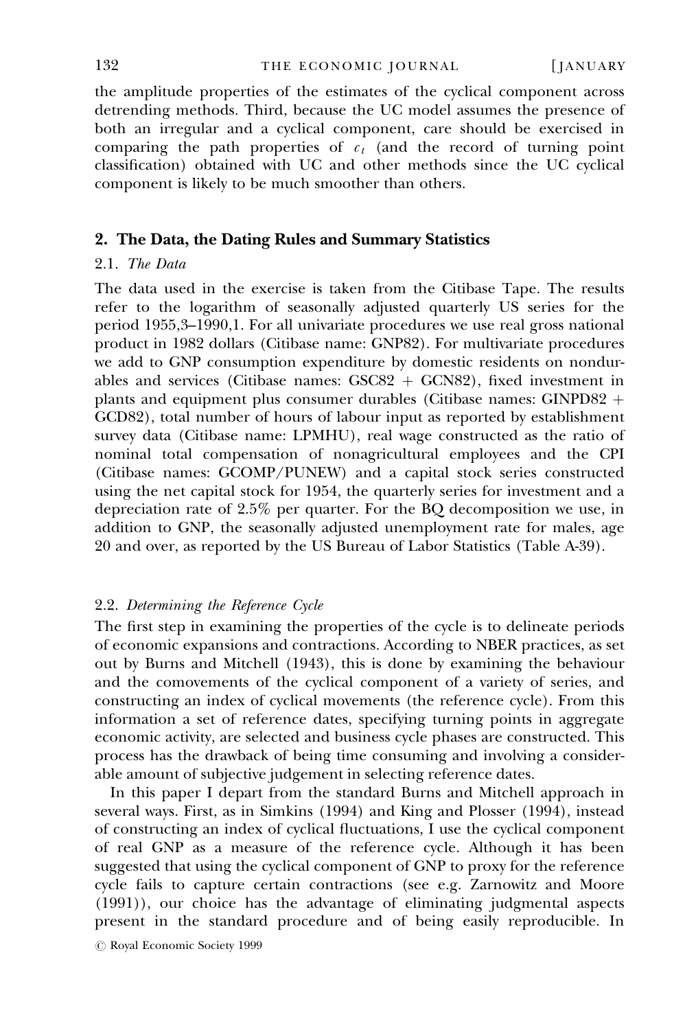the amplitude properties of the estimates of the cyclical component across detrending methods. Third, because the UC model assumes the presence of both an irregular and a cyclical component, care should be exercised in comparing the path properties of $c_t$ (and the record of turning point classification) obtained with UC and other methods since the UC cyclical component is likely to be much smoother than others.

## 2. The Data, the Dating Rules and Summary Statistics

### 2.1. *The Data*

The data used in the exercise is taken from the Citibase Tape. The results refer to the logarithm of seasonally adjusted quarterly US series for the period 1955,3–1990,1. For all univariate procedures we use real gross national product in 1982 dollars (Citibase name: GNP82). For multivariate procedures we add to GNP consumption expenditure by domestic residents on nondurables and services (Citibase names: GSC82 + GCN82), fixed investment in plants and equipment plus consumer durables (Citibase names: GINPD82 + GCD82), total number of hours of labour input as reported by establishment survey data (Citibase name: LPMHU), real wage constructed as the ratio of nominal total compensation of nonagricultural employees and the CPI (Citibase names: GCOMP/PUNEW) and a capital stock series constructed using the net capital stock for 1954, the quarterly series for investment and a depreciation rate of 2.5% per quarter. For the BQ decomposition we use, in addition to GNP, the seasonally adjusted unemployment rate for males, age 20 and over, as reported by the US Bureau of Labor Statistics (Table A-39).

### 2.2. *Determining the Reference Cycle*

The first step in examining the properties of the cycle is to delineate periods of economic expansions and contractions. According to NBER practices, as set out by Burns and Mitchell (1943), this is done by examining the behaviour and the comovements of the cyclical component of a variety of series, and constructing an index of cyclical movements (the reference cycle). From this information a set of reference dates, specifying turning points in aggregate economic activity, are selected and business cycle phases are constructed. This process has the drawback of being time consuming and involving a considerable amount of subjective judgement in selecting reference dates.

In this paper I depart from the standard Burns and Mitchell approach in several ways. First, as in Simkins (1994) and King and Plosser (1994), instead of constructing an index of cyclical fluctuations, I use the cyclical component of real GNP as a measure of the reference cycle. Although it has been suggested that using the cyclical component of GNP to proxy for the reference cycle fails to capture certain contractions (see e.g. Zarnowitz and Moore (1991)), our choice has the advantage of eliminating judgmental aspects present in the standard procedure and of being easily reproducible. In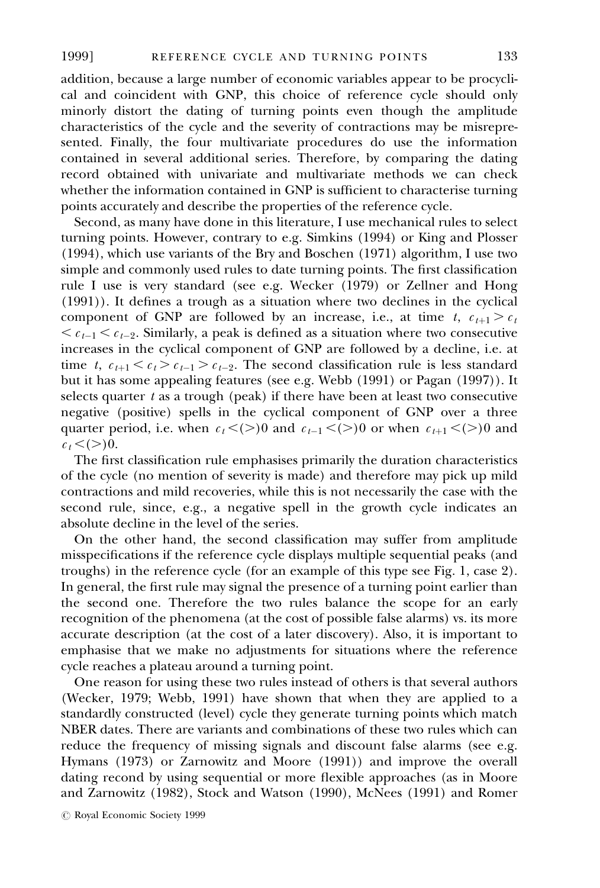addition, because a large number of economic variables appear to be procyclical and coincident with GNP, this choice of reference cycle should only minorly distort the dating of turning points even though the amplitude characteristics of the cycle and the severity of contractions may be misrepresented. Finally, the four multivariate procedures do use the information contained in several additional series. Therefore, by comparing the dating record obtained with univariate and multivariate methods we can check whether the information contained in GNP is sufficient to characterise turning points accurately and describe the properties of the reference cycle.

Second, as many have done in this literature, I use mechanical rules to select turning points. However, contrary to e.g. Simkins (1994) or King and Plosser (1994), which use variants of the Bry and Boschen (1971) algorithm, I use two simple and commonly used rules to date turning points. The first classification rule I use is very standard (see e.g. Wecker (1979) or Zellner and Hong (1991)). It defines a trough as a situation where two declines in the cyclical component of GNP are followed by an increase, i.e., at time $t$, $c_{t+1} > c_t < c_{t-1} < c_{t-2}$. Similarly, a peak is defined as a situation where two consecutive increases in the cyclical component of GNP are followed by a decline, i.e. at time $t$, $c_{t+1} < c_t > c_{t-1} > c_{t-2}$. The second classification rule is less standard but it has some appealing features (see e.g. Webb (1991) or Pagan (1997)). It selects quarter $t$ as a trough (peak) if there have been at least two consecutive negative (positive) spells in the cyclical component of GNP over a three quarter period, i.e. when $c_t < (>) 0$ and $c_{t-1} < (>) 0$ or when $c_{t+1} < (>) 0$ and $c_t < (>) 0$.

The first classification rule emphasises primarily the duration characteristics of the cycle (no mention of severity is made) and therefore may pick up mild contractions and mild recoveries, while this is not necessarily the case with the second rule, since, e.g., a negative spell in the growth cycle indicates an absolute decline in the level of the series.

On the other hand, the second classification may suffer from amplitude misspecifications if the reference cycle displays multiple sequential peaks (and troughs) in the reference cycle (for an example of this type see Fig. 1, case 2). In general, the first rule may signal the presence of a turning point earlier than the second one. Therefore the two rules balance the scope for an early recognition of the phenomena (at the cost of possible false alarms) vs. its more accurate description (at the cost of a later discovery). Also, it is important to emphasise that we make no adjustments for situations where the reference cycle reaches a plateau around a turning point.

One reason for using these two rules instead of others is that several authors (Wecker, 1979; Webb, 1991) have shown that when they are applied to a standardly constructed (level) cycle they generate turning points which match NBER dates. There are variants and combinations of these two rules which can reduce the frequency of missing signals and discount false alarms (see e.g. Hymans (1973) or Zarnowitz and Moore (1991)) and improve the overall dating record by using sequential or more flexible approaches (as in Moore and Zarnowitz (1982), Stock and Watson (1990), McNees (1991) and Romer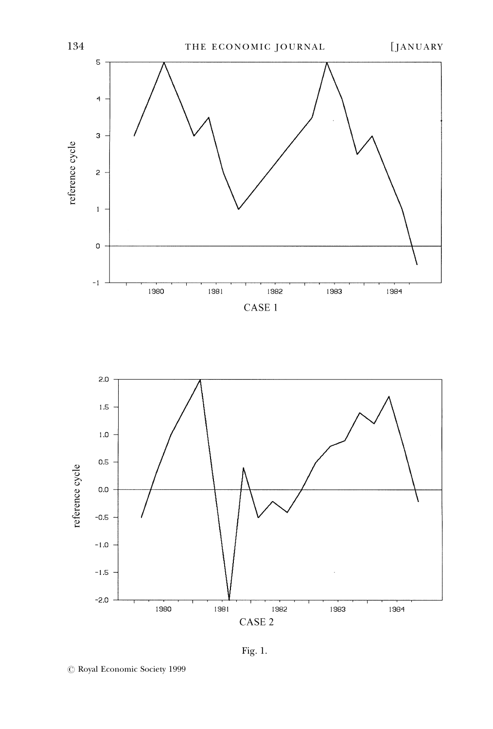CASE 1

CASE 2

Fig. 1.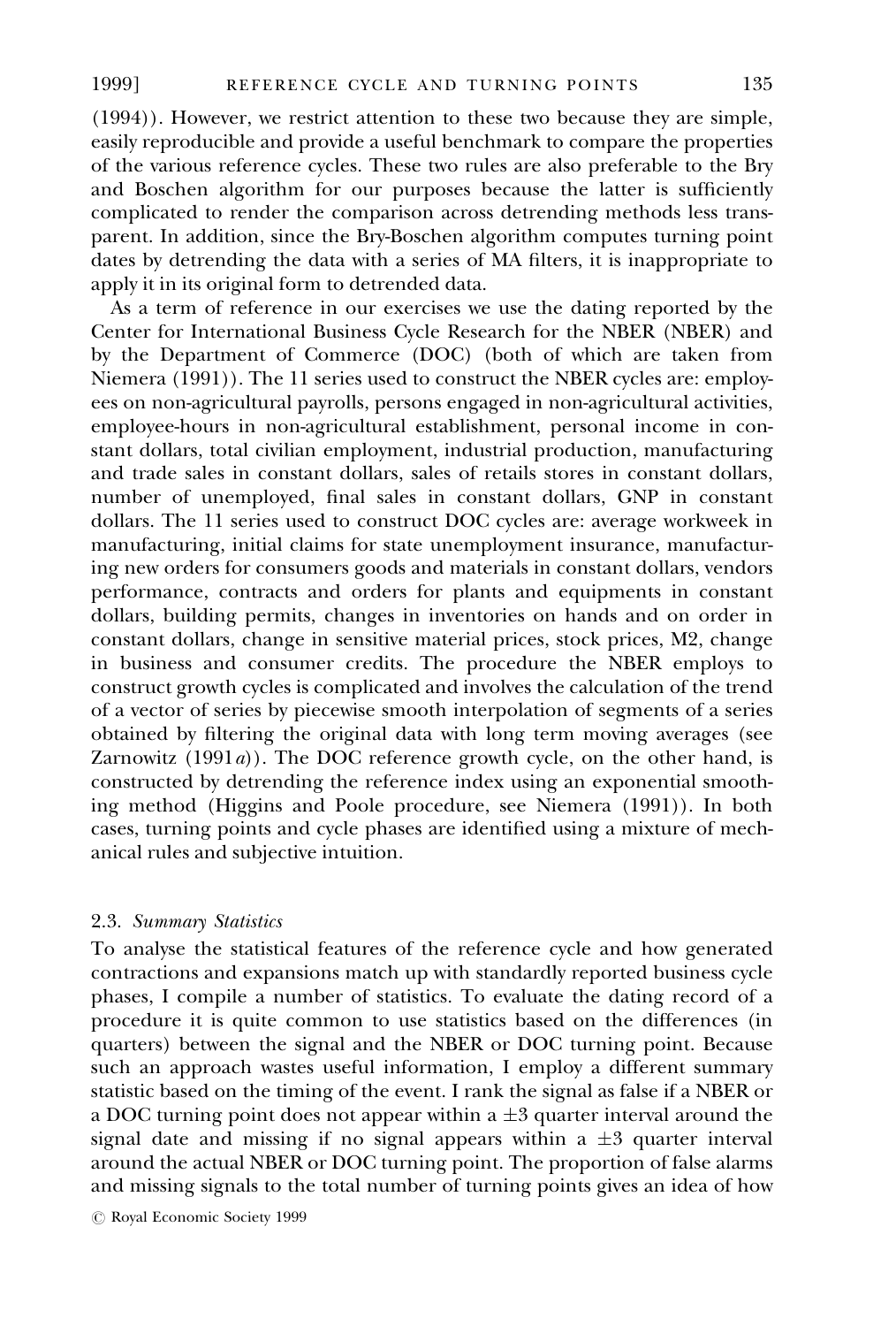(1994)). However, we restrict attention to these two because they are simple, easily reproducible and provide a useful benchmark to compare the properties of the various reference cycles. These two rules are also preferable to the Bry and Boschen algorithm for our purposes because the latter is sufficiently complicated to render the comparison across detrending methods less transparent. In addition, since the Bry-Boschen algorithm computes turning point dates by detrending the data with a series of MA filters, it is inappropriate to apply it in its original form to detrended data.

As a term of reference in our exercises we use the dating reported by the Center for International Business Cycle Research for the NBER (NBER) and by the Department of Commerce (DOC) (both of which are taken from Niemera (1991)). The 11 series used to construct the NBER cycles are: employees on non-agricultural payrolls, persons engaged in non-agricultural activities, employee-hours in non-agricultural establishment, personal income in constant dollars, total civilian employment, industrial production, manufacturing and trade sales in constant dollars, sales of retails stores in constant dollars, number of unemployed, final sales in constant dollars, GNP in constant dollars. The 11 series used to construct DOC cycles are: average workweek in manufacturing, initial claims for state unemployment insurance, manufacturing new orders for consumers goods and materials in constant dollars, vendors performance, contracts and orders for plants and equipments in constant dollars, building permits, changes in inventories on hands and on order in constant dollars, change in sensitive material prices, stock prices, M2, change in business and consumer credits. The procedure the NBER employs to construct growth cycles is complicated and involves the calculation of the trend of a vector of series by piecewise smooth interpolation of segments of a series obtained by filtering the original data with long term moving averages (see Zarnowitz (1991*a*)). The DOC reference growth cycle, on the other hand, is constructed by detrending the reference index using an exponential smoothing method (Higgins and Poole procedure, see Niemera (1991)). In both cases, turning points and cycle phases are identified using a mixture of mechanical rules and subjective intuition.

### 2.3. *Summary Statistics*

To analyse the statistical features of the reference cycle and how generated contractions and expansions match up with standardly reported business cycle phases, I compile a number of statistics. To evaluate the dating record of a procedure it is quite common to use statistics based on the differences (in quarters) between the signal and the NBER or DOC turning point. Because such an approach wastes useful information, I employ a different summary statistic based on the timing of the event. I rank the signal as false if a NBER or a DOC turning point does not appear within a $\pm 3$ quarter interval around the signal date and missing if no signal appears within a $\pm 3$ quarter interval around the actual NBER or DOC turning point. The proportion of false alarms and missing signals to the total number of turning points gives an idea of how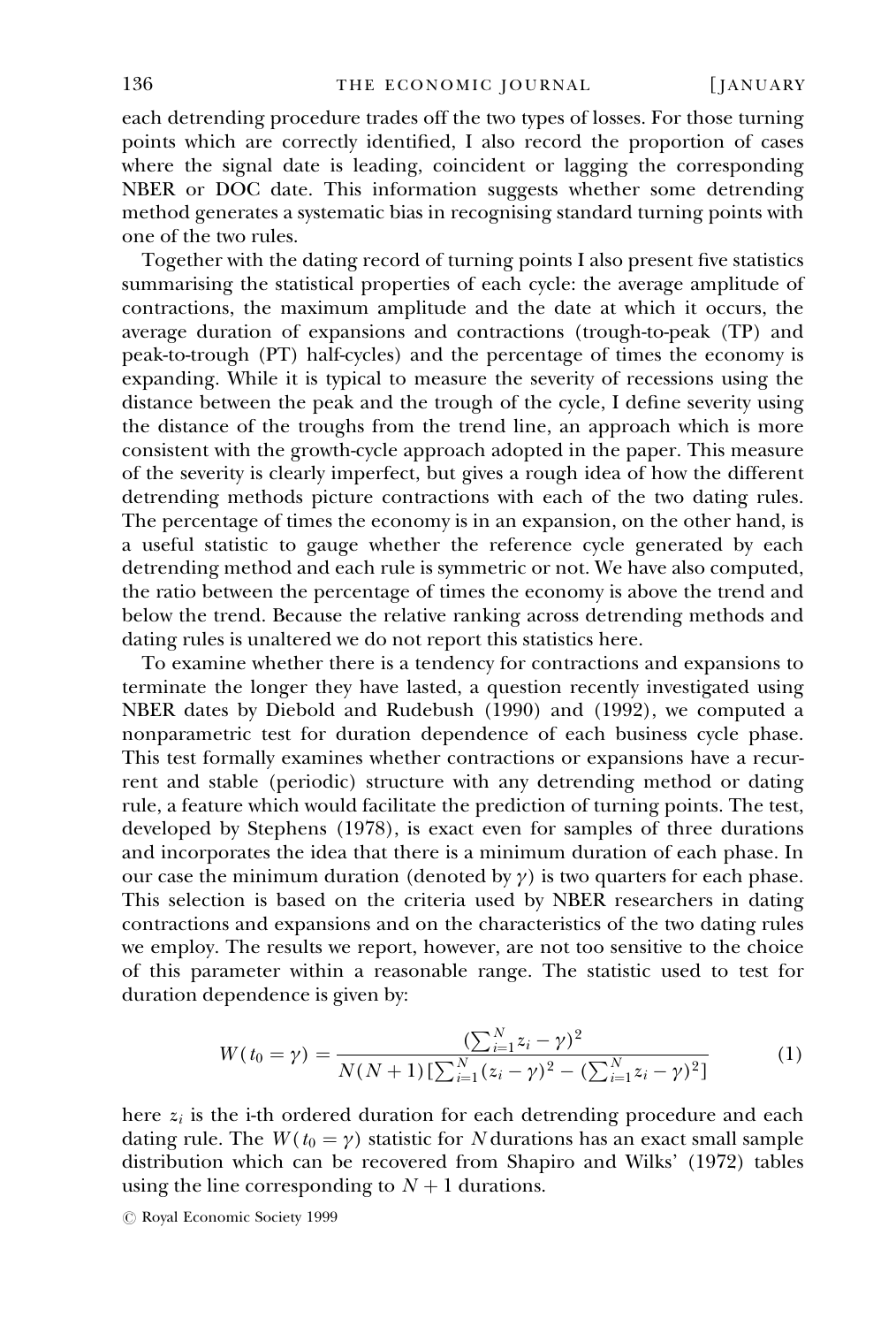each detrending procedure trades off the two types of losses. For those turning points which are correctly identified, I also record the proportion of cases where the signal date is leading, coincident or lagging the corresponding NBER or DOC date. This information suggests whether some detrending method generates a systematic bias in recognising standard turning points with one of the two rules.

Together with the dating record of turning points I also present five statistics summarising the statistical properties of each cycle: the average amplitude of contractions, the maximum amplitude and the date at which it occurs, the average duration of expansions and contractions (trough-to-peak (TP) and peak-to-trough (PT) half-cycles) and the percentage of times the economy is expanding. While it is typical to measure the severity of recessions using the distance between the peak and the trough of the cycle, I define severity using the distance of the troughs from the trend line, an approach which is more consistent with the growth-cycle approach adopted in the paper. This measure of the severity is clearly imperfect, but gives a rough idea of how the different detrending methods picture contractions with each of the two dating rules. The percentage of times the economy is in an expansion, on the other hand, is a useful statistic to gauge whether the reference cycle generated by each detrending method and each rule is symmetric or not. We have also computed, the ratio between the percentage of times the economy is above the trend and below the trend. Because the relative ranking across detrending methods and dating rules is unaltered we do not report this statistics here.

To examine whether there is a tendency for contractions and expansions to terminate the longer they have lasted, a question recently investigated using NBER dates by Diebold and Rudebush (1990) and (1992), we computed a nonparametric test for duration dependence of each business cycle phase. This test formally examines whether contractions or expansions have a recurrent and stable (periodic) structure with any detrending method or dating rule, a feature which would facilitate the prediction of turning points. The test, developed by Stephens (1978), is exact even for samples of three durations and incorporates the idea that there is a minimum duration of each phase. In our case the minimum duration (denoted by $\gamma$) is two quarters for each phase. This selection is based on the criteria used by NBER researchers in dating contractions and expansions and on the characteristics of the two dating rules we employ. The results we report, however, are not too sensitive to the choice of this parameter within a reasonable range. The statistic used to test for duration dependence is given by:

$$W(t_0 = \gamma) = \frac{(\sum_{i=1}^{N} z_i - \gamma)^2}{N(N+1)[\sum_{i=1}^{N}(z_i - \gamma)^2 - (\sum_{i=1}^{N} z_i - \gamma)^2]} \tag{1}$$

here $z_i$ is the i-th ordered duration for each detrending procedure and each dating rule. The $W(t_0 = \gamma)$ statistic for $N$ durations has an exact small sample distribution which can be recovered from Shapiro and Wilks' (1972) tables using the line corresponding to $N + 1$ durations.

© Royal Economic Society 1999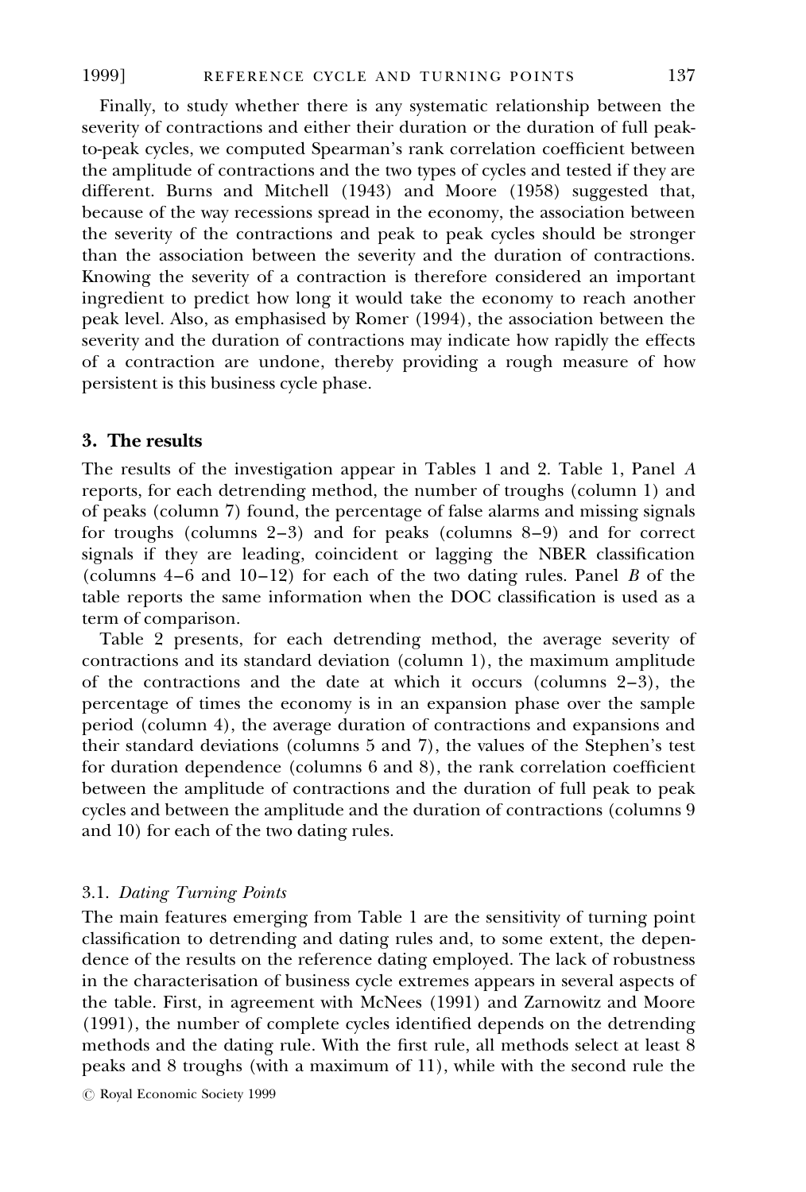Finally, to study whether there is any systematic relationship between the severity of contractions and either their duration or the duration of full peak-to-peak cycles, we computed Spearman's rank correlation coefficient between the amplitude of contractions and the two types of cycles and tested if they are different. Burns and Mitchell (1943) and Moore (1958) suggested that, because of the way recessions spread in the economy, the association between the severity of the contractions and peak to peak cycles should be stronger than the association between the severity and the duration of contractions. Knowing the severity of a contraction is therefore considered an important ingredient to predict how long it would take the economy to reach another peak level. Also, as emphasised by Romer (1994), the association between the severity and the duration of contractions may indicate how rapidly the effects of a contraction are undone, thereby providing a rough measure of how persistent is this business cycle phase.

## 3. The results

The results of the investigation appear in Tables 1 and 2. Table 1, Panel *A* reports, for each detrending method, the number of troughs (column 1) and of peaks (column 7) found, the percentage of false alarms and missing signals for troughs (columns 2–3) and for peaks (columns 8–9) and for correct signals if they are leading, coincident or lagging the NBER classification (columns 4–6 and 10–12) for each of the two dating rules. Panel *B* of the table reports the same information when the DOC classification is used as a term of comparison.

Table 2 presents, for each detrending method, the average severity of contractions and its standard deviation (column 1), the maximum amplitude of the contractions and the date at which it occurs (columns 2–3), the percentage of times the economy is in an expansion phase over the sample period (column 4), the average duration of contractions and expansions and their standard deviations (columns 5 and 7), the values of the Stephen's test for duration dependence (columns 6 and 8), the rank correlation coefficient between the amplitude of contractions and the duration of full peak to peak cycles and between the amplitude and the duration of contractions (columns 9 and 10) for each of the two dating rules.

### 3.1. *Dating Turning Points*

The main features emerging from Table 1 are the sensitivity of turning point classification to detrending and dating rules and, to some extent, the dependence of the results on the reference dating employed. The lack of robustness in the characterisation of business cycle extremes appears in several aspects of the table. First, in agreement with McNees (1991) and Zarnowitz and Moore (1991), the number of complete cycles identified depends on the detrending methods and the dating rule. With the first rule, all methods select at least 8 peaks and 8 troughs (with a maximum of 11), while with the second rule the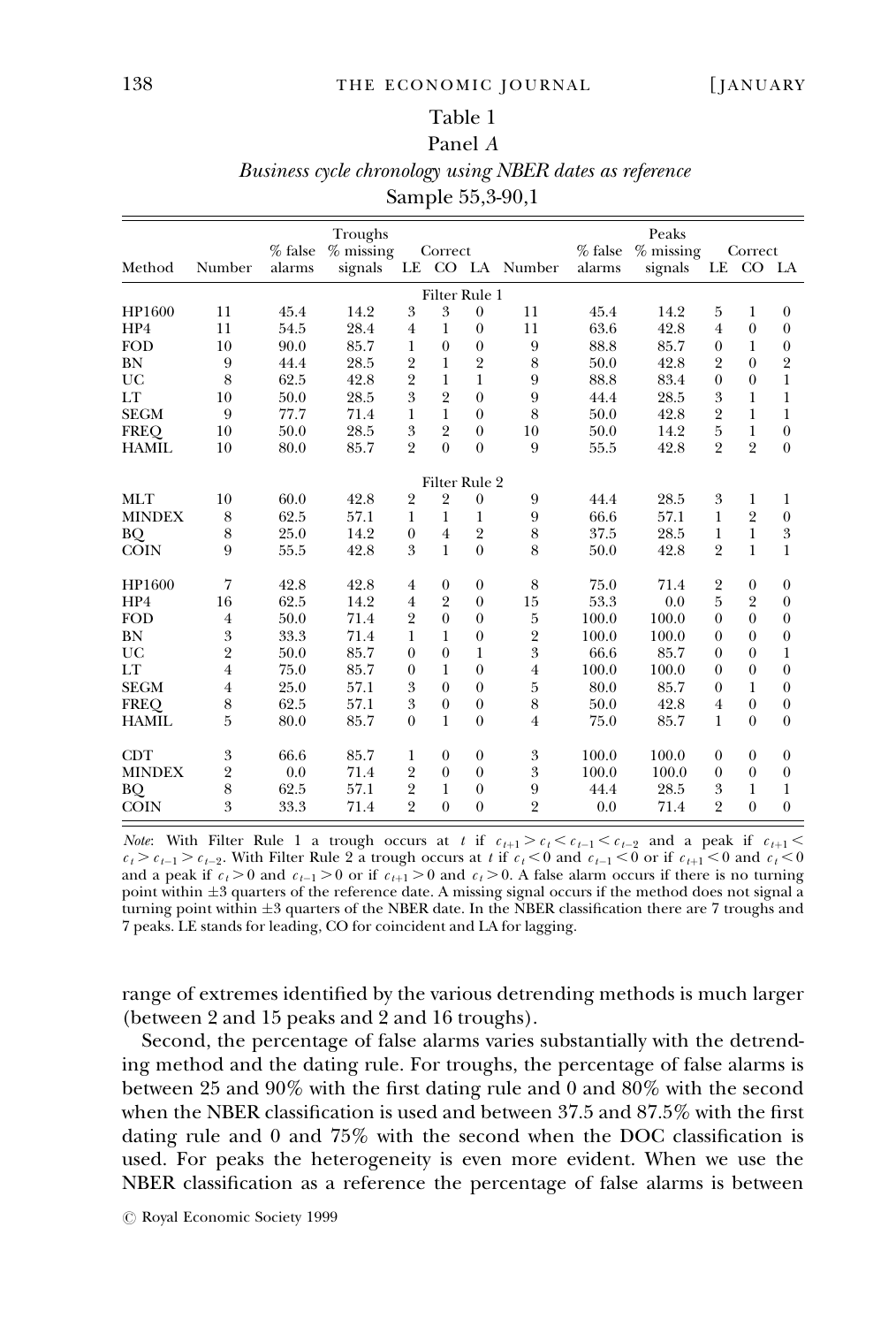Table 1

Panel *A*

*Business cycle chronology using NBER dates as reference*

Sample 55,3-90,1

| Method | Number | % false alarms | Troughs % missing signals | Correct LE | Correct CO | Correct LA | Number | % false alarms | Peaks % missing signals | Correct LE | Correct CO | Correct LA |
|---|---|---|---|---|---|---|---|---|---|---|---|---|
| | | | | | Filter Rule 1 | | | | | | | |
| HP1600 | 11 | 45.4 | 14.2 | 3 | 3 | 0 | 11 | 45.4 | 14.2 | 5 | 1 | 0 |
| HP4 | 11 | 54.5 | 28.4 | 4 | 1 | 0 | 11 | 63.6 | 42.8 | 4 | 0 | 0 |
| FOD | 10 | 90.0 | 85.7 | 1 | 0 | 0 | 9 | 88.8 | 85.7 | 0 | 1 | 0 |
| BN | 9 | 44.4 | 28.5 | 2 | 1 | 2 | 8 | 50.0 | 42.8 | 2 | 0 | 2 |
| UC | 8 | 62.5 | 42.8 | 2 | 1 | 1 | 9 | 88.8 | 83.4 | 0 | 0 | 1 |
| LT | 10 | 50.0 | 28.5 | 3 | 2 | 0 | 9 | 44.4 | 28.5 | 3 | 1 | 1 |
| SEGM | 9 | 77.7 | 71.4 | 1 | 1 | 0 | 8 | 50.0 | 42.8 | 2 | 1 | 1 |
| FREQ | 10 | 50.0 | 28.5 | 3 | 2 | 0 | 10 | 50.0 | 14.2 | 5 | 1 | 0 |
| HAMIL | 10 | 80.0 | 85.7 | 2 | 0 | 0 | 9 | 55.5 | 42.8 | 2 | 2 | 0 |
| | | | | | Filter Rule 2 | | | | | | | |
| MLT | 10 | 60.0 | 42.8 | 2 | 2 | 0 | 9 | 44.4 | 28.5 | 3 | 1 | 1 |
| MINDEX | 8 | 62.5 | 57.1 | 1 | 1 | 1 | 9 | 66.6 | 57.1 | 1 | 2 | 0 |
| BQ | 8 | 25.0 | 14.2 | 0 | 4 | 2 | 8 | 37.5 | 28.5 | 1 | 1 | 3 |
| COIN | 9 | 55.5 | 42.8 | 3 | 1 | 0 | 8 | 50.0 | 42.8 | 2 | 1 | 1 |
| | | | | | | | | | | | | |
| HP1600 | 7 | 42.8 | 42.8 | 4 | 0 | 0 | 8 | 75.0 | 71.4 | 2 | 0 | 0 |
| HP4 | 16 | 62.5 | 14.2 | 4 | 2 | 0 | 15 | 53.3 | 0.0 | 5 | 2 | 0 |
| FOD | 4 | 50.0 | 71.4 | 2 | 0 | 0 | 5 | 100.0 | 100.0 | 0 | 0 | 0 |
| BN | 3 | 33.3 | 71.4 | 1 | 1 | 0 | 2 | 100.0 | 100.0 | 0 | 0 | 0 |
| UC | 2 | 50.0 | 85.7 | 0 | 0 | 1 | 3 | 66.6 | 85.7 | 0 | 0 | 1 |
| LT | 4 | 75.0 | 85.7 | 0 | 1 | 0 | 4 | 100.0 | 100.0 | 0 | 0 | 0 |
| SEGM | 4 | 25.0 | 57.1 | 3 | 0 | 0 | 5 | 80.0 | 85.7 | 0 | 1 | 0 |
| FREQ | 8 | 62.5 | 57.1 | 3 | 0 | 0 | 8 | 50.0 | 42.8 | 4 | 0 | 0 |
| HAMIL | 5 | 80.0 | 85.7 | 0 | 1 | 0 | 4 | 75.0 | 85.7 | 1 | 0 | 0 |
| | | | | | | | | | | | | |
| CDT | 3 | 66.6 | 85.7 | 1 | 0 | 0 | 3 | 100.0 | 100.0 | 0 | 0 | 0 |
| MINDEX | 2 | 0.0 | 71.4 | 2 | 0 | 0 | 3 | 100.0 | 100.0 | 0 | 0 | 0 |
| BQ | 8 | 62.5 | 57.1 | 2 | 1 | 0 | 9 | 44.4 | 28.5 | 3 | 1 | 1 |
| COIN | 3 | 33.3 | 71.4 | 2 | 0 | 0 | 2 | 0.0 | 71.4 | 2 | 0 | 0 |

*Note*: With Filter Rule 1 a trough occurs at $t$ if $c_{t+1} > c_t < c_{t-1} < c_{t-2}$ and a peak if $c_{t+1} < c_t > c_{t-1} > c_{t-2}$. With Filter Rule 2 a trough occurs at $t$ if $c_t < 0$ and $c_{t-1} < 0$ or if $c_{t+1} < 0$ and $c_t < 0$ and a peak if $c_t > 0$ and $c_{t-1} > 0$ or if $c_{t+1} > 0$ and $c_t > 0$. A false alarm occurs if there is no turning point within ±3 quarters of the reference date. A missing signal occurs if the method does not signal a turning point within ±3 quarters of the NBER date. In the NBER classification there are 7 troughs and 7 peaks. LE stands for leading, CO for coincident and LA for lagging.

range of extremes identified by the various detrending methods is much larger (between 2 and 15 peaks and 2 and 16 troughs).

Second, the percentage of false alarms varies substantially with the detrending method and the dating rule. For troughs, the percentage of false alarms is between 25 and 90% with the first dating rule and 0 and 80% with the second when the NBER classification is used and between 37.5 and 87.5% with the first dating rule and 0 and 75% with the second when the DOC classification is used. For peaks the heterogeneity is even more evident. When we use the NBER classification as a reference the percentage of false alarms is between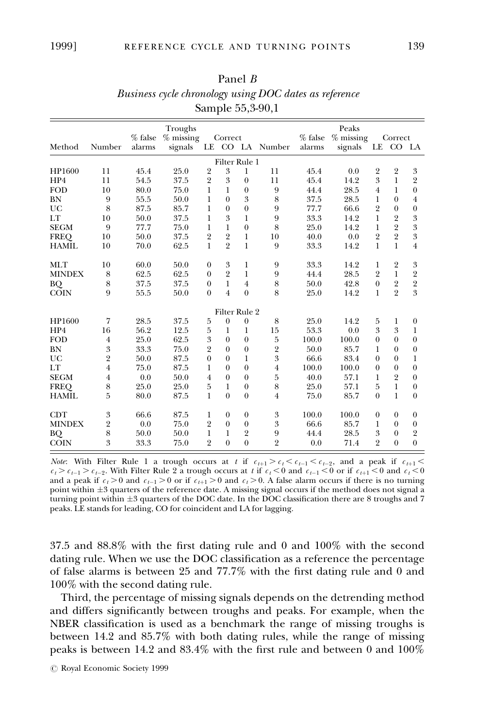Panel *B*

*Business cycle chronology using DOC dates as reference*

Sample 55,3-90,1

| Method | Troughs Number | % false alarms | % missing signals | Correct LE | CO | LA | Peaks Number | % false alarms | % missing signals | Correct LE | CO | LA |
|---|---|---|---|---|---|---|---|---|---|---|---|---|
| | | | | | Filter Rule 1 | | | | | | | |
| HP1600 | 11 | 45.4 | 25.0 | 2 | 3 | 1 | 11 | 45.4 | 0.0 | 2 | 2 | 3 |
| HP4 | 11 | 54.5 | 37.5 | 2 | 3 | 0 | 11 | 45.4 | 14.2 | 3 | 1 | 2 |
| FOD | 10 | 80.0 | 75.0 | 1 | 1 | 0 | 9 | 44.4 | 28.5 | 4 | 1 | 0 |
| BN | 9 | 55.5 | 50.0 | 1 | 0 | 3 | 8 | 37.5 | 28.5 | 1 | 0 | 4 |
| UC | 8 | 87.5 | 85.7 | 1 | 0 | 0 | 9 | 77.7 | 66.6 | 2 | 0 | 0 |
| LT | 10 | 50.0 | 37.5 | 1 | 3 | 1 | 9 | 33.3 | 14.2 | 1 | 2 | 3 |
| SEGM | 9 | 77.7 | 75.0 | 1 | 1 | 0 | 8 | 25.0 | 14.2 | 1 | 2 | 3 |
| FREQ | 10 | 50.0 | 37.5 | 2 | 2 | 1 | 10 | 40.0 | 0.0 | 2 | 2 | 3 |
| HAMIL | 10 | 70.0 | 62.5 | 1 | 2 | 1 | 9 | 33.3 | 14.2 | 1 | 1 | 4 |
| MLT | 10 | 60.0 | 50.0 | 0 | 3 | 1 | 9 | 33.3 | 14.2 | 1 | 2 | 3 |
| MINDEX | 8 | 62.5 | 62.5 | 0 | 2 | 1 | 9 | 44.4 | 28.5 | 2 | 1 | 2 |
| BQ | 8 | 37.5 | 37.5 | 0 | 1 | 4 | 8 | 50.0 | 42.8 | 0 | 2 | 2 |
| COIN | 9 | 55.5 | 50.0 | 0 | 4 | 0 | 8 | 25.0 | 14.2 | 1 | 2 | 3 |
| | | | | | Filter Rule 2 | | | | | | | |
| HP1600 | 7 | 28.5 | 37.5 | 5 | 0 | 0 | 8 | 25.0 | 14.2 | 5 | 1 | 0 |
| HP4 | 16 | 56.2 | 12.5 | 5 | 1 | 1 | 15 | 53.3 | 0.0 | 3 | 3 | 1 |
| FOD | 4 | 25.0 | 62.5 | 3 | 0 | 0 | 5 | 100.0 | 100.0 | 0 | 0 | 0 |
| BN | 3 | 33.3 | 75.0 | 2 | 0 | 0 | 2 | 50.0 | 85.7 | 1 | 0 | 0 |
| UC | 2 | 50.0 | 87.5 | 0 | 0 | 1 | 3 | 66.6 | 83.4 | 0 | 0 | 1 |
| LT | 4 | 75.0 | 87.5 | 1 | 0 | 0 | 4 | 100.0 | 100.0 | 0 | 0 | 0 |
| SEGM | 4 | 0.0 | 50.0 | 4 | 0 | 0 | 5 | 40.0 | 57.1 | 1 | 2 | 0 |
| FREQ | 8 | 25.0 | 25.0 | 5 | 1 | 0 | 8 | 25.0 | 57.1 | 5 | 1 | 0 |
| HAMIL | 5 | 80.0 | 87.5 | 1 | 0 | 0 | 4 | 75.0 | 85.7 | 0 | 1 | 0 |
| CDT | 3 | 66.6 | 87.5 | 1 | 0 | 0 | 3 | 100.0 | 100.0 | 0 | 0 | 0 |
| MINDEX | 2 | 0.0 | 75.0 | 2 | 0 | 0 | 3 | 66.6 | 85.7 | 1 | 0 | 0 |
| BQ | 8 | 50.0 | 50.0 | 1 | 1 | 2 | 9 | 44.4 | 28.5 | 3 | 0 | 2 |
| COIN | 3 | 33.3 | 75.0 | 2 | 0 | 0 | 2 | 0.0 | 71.4 | 2 | 0 | 0 |

*Note*: With Filter Rule 1 a trough occurs at $t$ if $c_{t+1} > c_t < c_{t-1} < c_{t-2}$, and a peak if $c_{t+1} < c_t > c_{t-1} > c_{t-2}$. With Filter Rule 2 a trough occurs at $t$ if $c_t < 0$ and $c_{t-1} < 0$ or if $c_{t+1} < 0$ and $c_t < 0$ and a peak if $c_t > 0$ and $c_{t-1} > 0$ or if $c_{t+1} > 0$ and $c_t > 0$. A false alarm occurs if there is no turning point within ±3 quarters of the reference date. A missing signal occurs if the method does not signal a turning point within ±3 quarters of the DOC date. In the DOC classification there are 8 troughs and 7 peaks. LE stands for leading, CO for coincident and LA for lagging.

37.5 and 88.8% with the first dating rule and 0 and 100% with the second dating rule. When we use the DOC classification as a reference the percentage of false alarms is between 25 and 77.7% with the first dating rule and 0 and 100% with the second dating rule.

Third, the percentage of missing signals depends on the detrending method and differs significantly between troughs and peaks. For example, when the NBER classification is used as a benchmark the range of missing troughs is between 14.2 and 85.7% with both dating rules, while the range of missing peaks is between 14.2 and 83.4% with the first rule and between 0 and 100%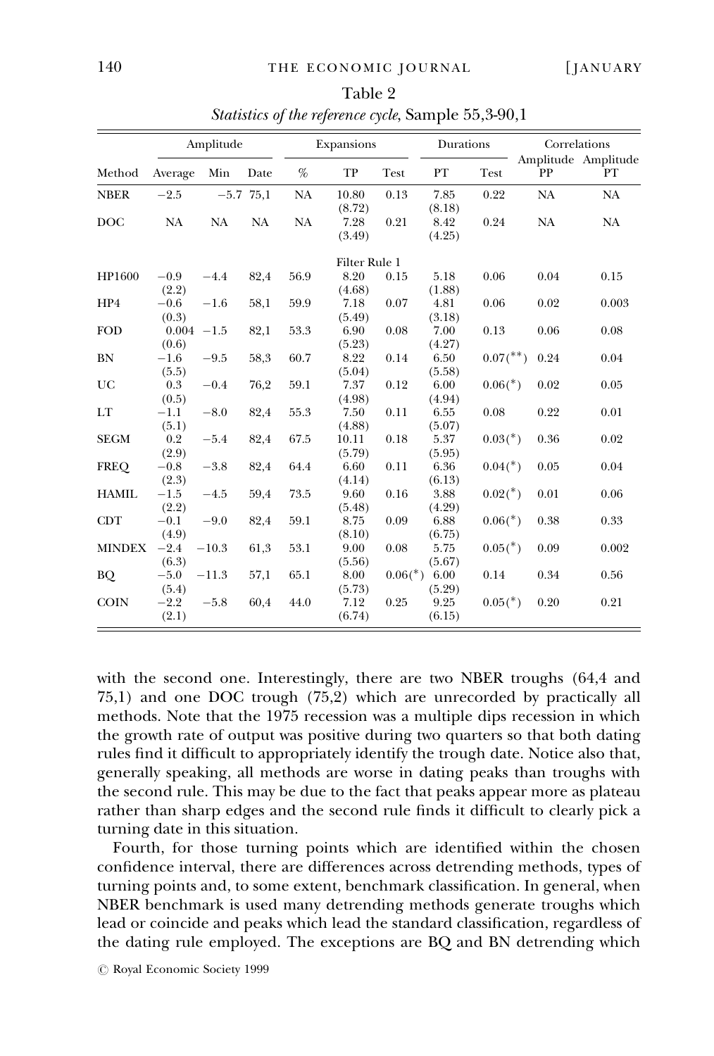Table 2

*Statistics of the reference cycle*, Sample 55,3-90,1

| | Amplitude | | | Expansions | | | Durations | | Correlations | |
|---|---|---|---|---|---|---|---|---|---|---|
| Method | Average | Min | Date | % | TP | Test | PT | Test | Amplitude PP | Amplitude PT |
| NBER | −2.5 | −5.7 | 75,1 | NA | 10.80 (8.72) | 0.13 | 7.85 (8.18) | 0.22 | NA | NA |
| DOC | NA | NA | NA | NA | 7.28 (3.49) | 0.21 | 8.42 (4.25) | 0.24 | NA | NA |
| | | | | | Filter Rule 1 | | | | | |
| HP1600 | −0.9 (2.2) | −4.4 | 82,4 | 56.9 | 8.20 (4.68) | 0.15 | 5.18 (1.88) | 0.06 | 0.04 | 0.15 |
| HP4 | −0.6 (0.3) | −1.6 | 58,1 | 59.9 | 7.18 (5.49) | 0.07 | 4.81 (3.18) | 0.06 | 0.02 | 0.003 |
| FOD | 0.004 (0.6) | −1.5 | 82,1 | 53.3 | 6.90 (5.23) | 0.08 | 7.00 (4.27) | 0.13 | 0.06 | 0.08 |
| BN | −1.6 (5.5) | −9.5 | 58,3 | 60.7 | 8.22 (5.04) | 0.14 | 6.50 (5.58) | 0.07(**) | 0.24 | 0.04 |
| UC | 0.3 (0.5) | −0.4 | 76,2 | 59.1 | 7.37 (4.98) | 0.12 | 6.00 (4.94) | 0.06(*) | 0.02 | 0.05 |
| LT | −1.1 (5.1) | −8.0 | 82,4 | 55.3 | 7.50 (4.88) | 0.11 | 6.55 (5.07) | 0.08 | 0.22 | 0.01 |
| SEGM | 0.2 (2.9) | −5.4 | 82,4 | 67.5 | 10.11 (5.79) | 0.18 | 5.37 (5.95) | 0.03(*) | 0.36 | 0.02 |
| FREQ | −0.8 (2.3) | −3.8 | 82,4 | 64.4 | 6.60 (4.14) | 0.11 | 6.36 (6.13) | 0.04(*) | 0.05 | 0.04 |
| HAMIL | −1.5 (2.2) | −4.5 | 59,4 | 73.5 | 9.60 (5.48) | 0.16 | 3.88 (4.29) | 0.02(*) | 0.01 | 0.06 |
| CDT | −0.1 (4.9) | −9.0 | 82,4 | 59.1 | 8.75 (8.10) | 0.09 | 6.88 (6.75) | 0.06(*) | 0.38 | 0.33 |
| MINDEX | −2.4 (6.3) | −10.3 | 61,3 | 53.1 | 9.00 (5.56) | 0.08 | 5.75 (5.67) | 0.05(*) | 0.09 | 0.002 |
| BQ | −5.0 (5.4) | −11.3 | 57,1 | 65.1 | 8.00 (5.73) | 0.06(*) | 6.00 (5.29) | 0.14 | 0.34 | 0.56 |
| COIN | −2.2 (2.1) | −5.8 | 60,4 | 44.0 | 7.12 (6.74) | 0.25 | 9.25 (6.15) | 0.05(*) | 0.20 | 0.21 |

with the second one. Interestingly, there are two NBER troughs (64,4 and 75,1) and one DOC trough (75,2) which are unrecorded by practically all methods. Note that the 1975 recession was a multiple dips recession in which the growth rate of output was positive during two quarters so that both dating rules find it difficult to appropriately identify the trough date. Notice also that, generally speaking, all methods are worse in dating peaks than troughs with the second rule. This may be due to the fact that peaks appear more as plateau rather than sharp edges and the second rule finds it difficult to clearly pick a turning date in this situation.

Fourth, for those turning points which are identified within the chosen confidence interval, there are differences across detrending methods, types of turning points and, to some extent, benchmark classification. In general, when NBER benchmark is used many detrending methods generate troughs which lead or coincide and peaks which lead the standard classification, regardless of the dating rule employed. The exceptions are BQ and BN detrending which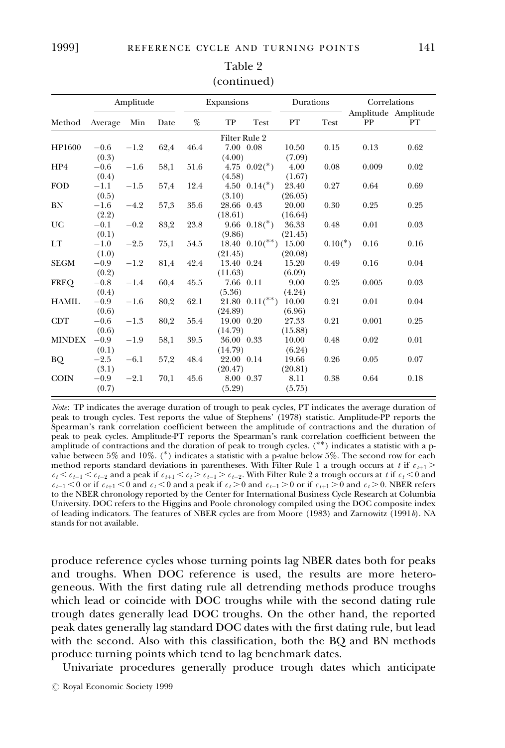Table 2
(continued)

| Method | Amplitude | | | Expansions | | | Durations | | Correlations | |
|---|---|---|---|---|---|---|---|---|---|---|
| | Average | Min | Date | % | TP | Test | PT | Test | Amplitude PP | Amplitude PT |
| | | | | | Filter Rule 2 | | | | | |
| HP1600 | −0.6 (0.3) | −1.2 | 62,4 | 46.4 | 7.00 (4.00) | 0.08 | 10.50 (7.09) | 0.15 | 0.13 | 0.62 |
| HP4 | −0.6 (0.4) | −1.6 | 58,1 | 51.6 | 4.75 (4.58) | 0.02(*) | 4.00 (1.67) | 0.08 | 0.009 | 0.02 |
| FOD | −1.1 (0.5) | −1.5 | 57,4 | 12.4 | 4.50 (3.10) | 0.14(*) | 23.40 (26.05) | 0.27 | 0.64 | 0.69 |
| BN | −1.6 (2.2) | −4.2 | 57,3 | 35.6 | 28.66 (18.61) | 0.43 | 20.00 (16.64) | 0.30 | 0.25 | 0.25 |
| UC | −0.1 (0.1) | −0.2 | 83,2 | 23.8 | 9.66 (9.86) | 0.18(*) | 36.33 (21.45) | 0.48 | 0.01 | 0.03 |
| LT | −1.0 (1.0) | −2.5 | 75,1 | 54.5 | 18.40 (21.45) | 0.10(**) | 15.00 (20.08) | 0.10(*) | 0.16 | 0.16 |
| SEGM | −0.9 (0.2) | −1.2 | 81,4 | 42.4 | 13.40 (11.63) | 0.24 | 15.20 (6.09) | 0.49 | 0.16 | 0.04 |
| FREQ | −0.8 (0.4) | −1.4 | 60,4 | 45.5 | 7.66 (5.36) | 0.11 | 9.00 (4.24) | 0.25 | 0.005 | 0.03 |
| HAMIL | −0.9 (0.6) | −1.6 | 80,2 | 62.1 | 21.80 (24.89) | 0.11(**) | 10.00 (6.96) | 0.21 | 0.01 | 0.04 |
| CDT | −0.6 (0.6) | −1.3 | 80,2 | 55.4 | 19.00 (14.79) | 0.20 | 27.33 (15.88) | 0.21 | 0.001 | 0.25 |
| MINDEX | −0.9 (0.1) | −1.9 | 58,1 | 39.5 | 36.00 (14.79) | 0.33 | 10.00 (6.24) | 0.48 | 0.02 | 0.01 |
| BQ | −2.5 (3.1) | −6.1 | 57,2 | 48.4 | 22.00 (20.47) | 0.14 | 19.66 (20.81) | 0.26 | 0.05 | 0.07 |
| COIN | −0.9 (0.7) | −2.1 | 70,1 | 45.6 | 8.00 (5.29) | 0.37 | 8.11 (5.75) | 0.38 | 0.64 | 0.18 |

*Note*: TP indicates the average duration of trough to peak cycles, PT indicates the average duration of peak to trough cycles. Test reports the value of Stephens' (1978) statistic. Amplitude-PP reports the Spearman's rank correlation coefficient between the amplitude of contractions and the duration of peak to peak cycles. Amplitude-PT reports the Spearman's rank correlation coefficient between the amplitude of contractions and the duration of peak to trough cycles. (**) indicates a statistic with a p-value between 5% and 10%. (*) indicates a statistic with a p-value below 5%. The second row for each method reports standard deviations in parentheses. With Filter Rule 1 a trough occurs at $t$ if $c_{t+1} > c_t < c_{t-1} < c_{t-2}$ and a peak if $c_{t+1} < c_t > c_{t-1} > c_{t-2}$. With Filter Rule 2 a trough occurs at $t$ if $c_t < 0$ and $c_{t-1} < 0$ or if $c_{t+1} < 0$ and $c_t < 0$ and a peak if $c_t > 0$ and $c_{t-1} > 0$ or if $c_{t+1} > 0$ and $c_t > 0$. NBER refers to the NBER chronology reported by the Center for International Business Cycle Research at Columbia University. DOC refers to the Higgins and Poole chronology compiled using the DOC composite index of leading indicators. The features of NBER cycles are from Moore (1983) and Zarnowitz (1991*b*). NA stands for not available.

produce reference cycles whose turning points lag NBER dates both for peaks and troughs. When DOC reference is used, the results are more heterogeneous. With the first dating rule all detrending methods produce troughs which lead or coincide with DOC troughs while with the second dating rule trough dates generally lead DOC troughs. On the other hand, the reported peak dates generally lag standard DOC dates with the first dating rule, but lead with the second. Also with this classification, both the BQ and BN methods produce turning points which tend to lag benchmark dates.

Univariate procedures generally produce trough dates which anticipate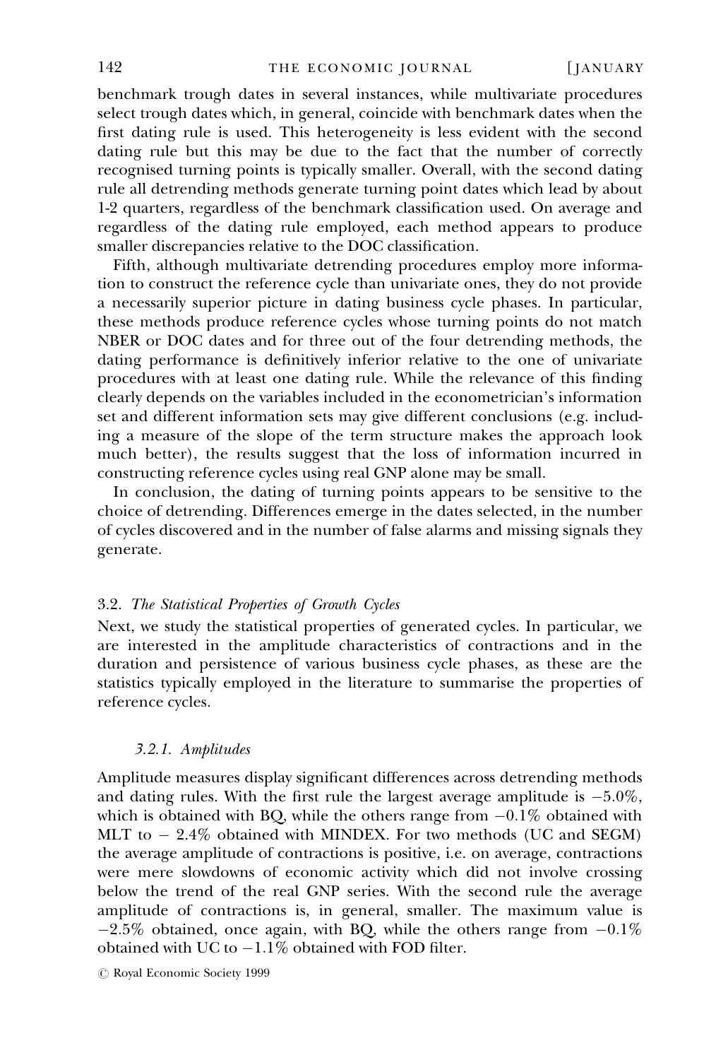benchmark trough dates in several instances, while multivariate procedures select trough dates which, in general, coincide with benchmark dates when the first dating rule is used. This heterogeneity is less evident with the second dating rule but this may be due to the fact that the number of correctly recognised turning points is typically smaller. Overall, with the second dating rule all detrending methods generate turning point dates which lead by about 1-2 quarters, regardless of the benchmark classification used. On average and regardless of the dating rule employed, each method appears to produce smaller discrepancies relative to the DOC classification.

Fifth, although multivariate detrending procedures employ more information to construct the reference cycle than univariate ones, they do not provide a necessarily superior picture in dating business cycle phases. In particular, these methods produce reference cycles whose turning points do not match NBER or DOC dates and for three out of the four detrending methods, the dating performance is definitively inferior relative to the one of univariate procedures with at least one dating rule. While the relevance of this finding clearly depends on the variables included in the econometrician's information set and different information sets may give different conclusions (e.g. including a measure of the slope of the term structure makes the approach look much better), the results suggest that the loss of information incurred in constructing reference cycles using real GNP alone may be small.

In conclusion, the dating of turning points appears to be sensitive to the choice of detrending. Differences emerge in the dates selected, in the number of cycles discovered and in the number of false alarms and missing signals they generate.

## 3.2. *The Statistical Properties of Growth Cycles*

Next, we study the statistical properties of generated cycles. In particular, we are interested in the amplitude characteristics of contractions and in the duration and persistence of various business cycle phases, as these are the statistics typically employed in the literature to summarise the properties of reference cycles.

### 3.2.1. *Amplitudes*

Amplitude measures display significant differences across detrending methods and dating rules. With the first rule the largest average amplitude is −5.0%, which is obtained with BQ, while the others range from −0.1% obtained with MLT to − 2.4% obtained with MINDEX. For two methods (UC and SEGM) the average amplitude of contractions is positive, i.e. on average, contractions were mere slowdowns of economic activity which did not involve crossing below the trend of the real GNP series. With the second rule the average amplitude of contractions is, in general, smaller. The maximum value is −2.5% obtained, once again, with BQ, while the others range from −0.1% obtained with UC to −1.1% obtained with FOD filter.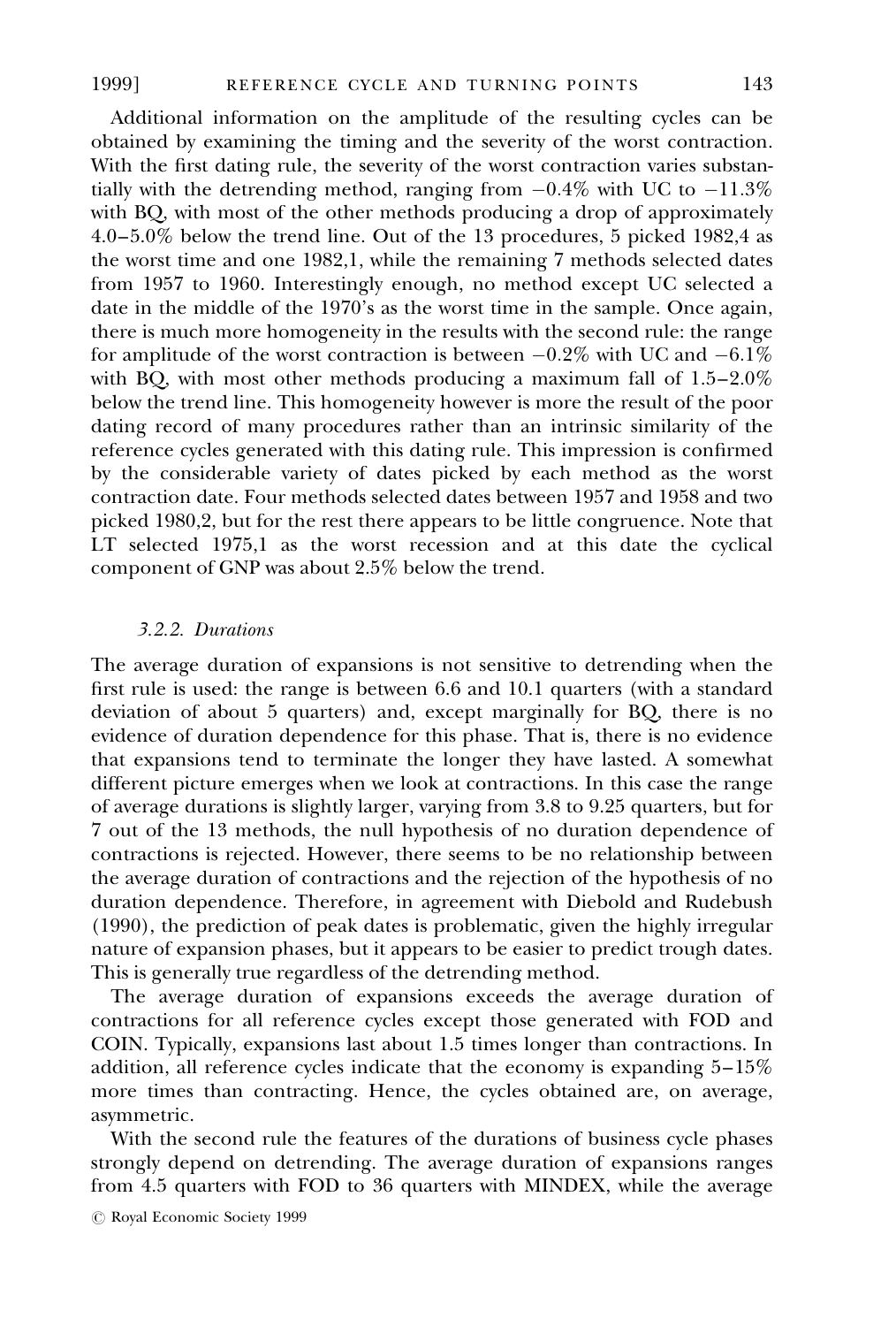Additional information on the amplitude of the resulting cycles can be obtained by examining the timing and the severity of the worst contraction. With the first dating rule, the severity of the worst contraction varies substantially with the detrending method, ranging from −0.4% with UC to −11.3% with BQ, with most of the other methods producing a drop of approximately 4.0–5.0% below the trend line. Out of the 13 procedures, 5 picked 1982,4 as the worst time and one 1982,1, while the remaining 7 methods selected dates from 1957 to 1960. Interestingly enough, no method except UC selected a date in the middle of the 1970's as the worst time in the sample. Once again, there is much more homogeneity in the results with the second rule: the range for amplitude of the worst contraction is between −0.2% with UC and −6.1% with BQ, with most other methods producing a maximum fall of 1.5–2.0% below the trend line. This homogeneity however is more the result of the poor dating record of many procedures rather than an intrinsic similarity of the reference cycles generated with this dating rule. This impression is confirmed by the considerable variety of dates picked by each method as the worst contraction date. Four methods selected dates between 1957 and 1958 and two picked 1980,2, but for the rest there appears to be little congruence. Note that LT selected 1975,1 as the worst recession and at this date the cyclical component of GNP was about 2.5% below the trend.

### *3.2.2. Durations*

The average duration of expansions is not sensitive to detrending when the first rule is used: the range is between 6.6 and 10.1 quarters (with a standard deviation of about 5 quarters) and, except marginally for BQ, there is no evidence of duration dependence for this phase. That is, there is no evidence that expansions tend to terminate the longer they have lasted. A somewhat different picture emerges when we look at contractions. In this case the range of average durations is slightly larger, varying from 3.8 to 9.25 quarters, but for 7 out of the 13 methods, the null hypothesis of no duration dependence of contractions is rejected. However, there seems to be no relationship between the average duration of contractions and the rejection of the hypothesis of no duration dependence. Therefore, in agreement with Diebold and Rudebush (1990), the prediction of peak dates is problematic, given the highly irregular nature of expansion phases, but it appears to be easier to predict trough dates. This is generally true regardless of the detrending method.

The average duration of expansions exceeds the average duration of contractions for all reference cycles except those generated with FOD and COIN. Typically, expansions last about 1.5 times longer than contractions. In addition, all reference cycles indicate that the economy is expanding 5–15% more times than contracting. Hence, the cycles obtained are, on average, asymmetric.

With the second rule the features of the durations of business cycle phases strongly depend on detrending. The average duration of expansions ranges from 4.5 quarters with FOD to 36 quarters with MINDEX, while the average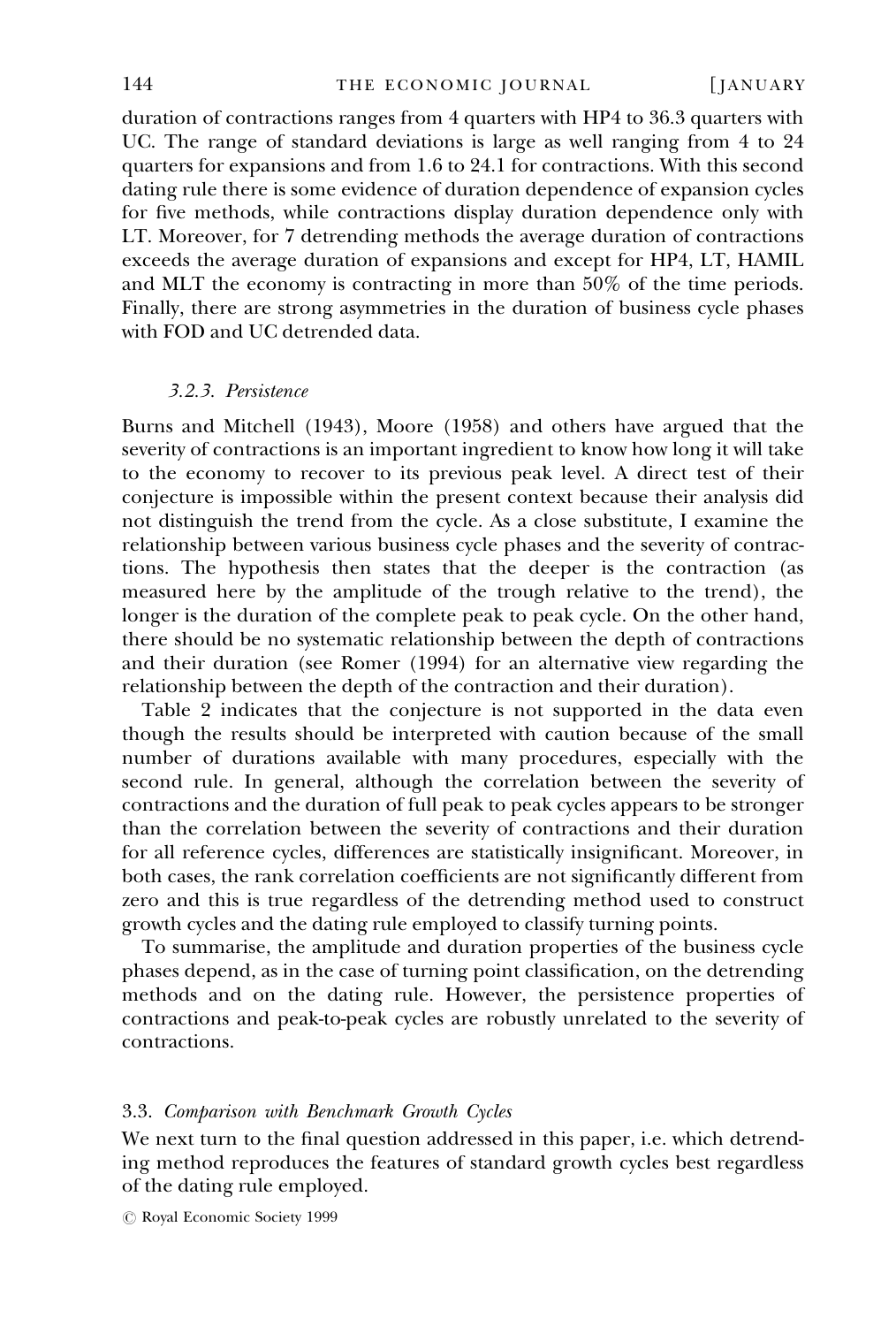duration of contractions ranges from 4 quarters with HP4 to 36.3 quarters with UC. The range of standard deviations is large as well ranging from 4 to 24 quarters for expansions and from 1.6 to 24.1 for contractions. With this second dating rule there is some evidence of duration dependence of expansion cycles for five methods, while contractions display duration dependence only with LT. Moreover, for 7 detrending methods the average duration of contractions exceeds the average duration of expansions and except for HP4, LT, HAMIL and MLT the economy is contracting in more than 50% of the time periods. Finally, there are strong asymmetries in the duration of business cycle phases with FOD and UC detrended data.

#### *3.2.3. Persistence*

Burns and Mitchell (1943), Moore (1958) and others have argued that the severity of contractions is an important ingredient to know how long it will take to the economy to recover to its previous peak level. A direct test of their conjecture is impossible within the present context because their analysis did not distinguish the trend from the cycle. As a close substitute, I examine the relationship between various business cycle phases and the severity of contractions. The hypothesis then states that the deeper is the contraction (as measured here by the amplitude of the trough relative to the trend), the longer is the duration of the complete peak to peak cycle. On the other hand, there should be no systematic relationship between the depth of contractions and their duration (see Romer (1994) for an alternative view regarding the relationship between the depth of the contraction and their duration).

Table 2 indicates that the conjecture is not supported in the data even though the results should be interpreted with caution because of the small number of durations available with many procedures, especially with the second rule. In general, although the correlation between the severity of contractions and the duration of full peak to peak cycles appears to be stronger than the correlation between the severity of contractions and their duration for all reference cycles, differences are statistically insignificant. Moreover, in both cases, the rank correlation coefficients are not significantly different from zero and this is true regardless of the detrending method used to construct growth cycles and the dating rule employed to classify turning points.

To summarise, the amplitude and duration properties of the business cycle phases depend, as in the case of turning point classification, on the detrending methods and on the dating rule. However, the persistence properties of contractions and peak-to-peak cycles are robustly unrelated to the severity of contractions.

### *3.3. Comparison with Benchmark Growth Cycles*

We next turn to the final question addressed in this paper, i.e. which detrending method reproduces the features of standard growth cycles best regardless of the dating rule employed.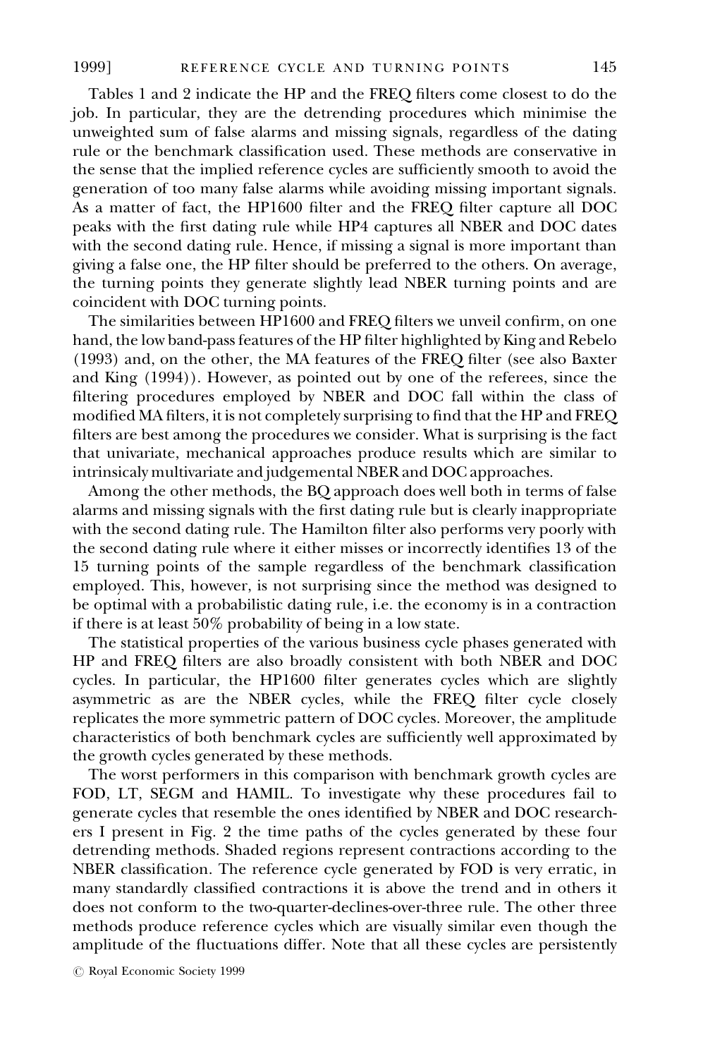Tables 1 and 2 indicate the HP and the FREQ filters come closest to do the job. In particular, they are the detrending procedures which minimise the unweighted sum of false alarms and missing signals, regardless of the dating rule or the benchmark classification used. These methods are conservative in the sense that the implied reference cycles are sufficiently smooth to avoid the generation of too many false alarms while avoiding missing important signals. As a matter of fact, the HP1600 filter and the FREQ filter capture all DOC peaks with the first dating rule while HP4 captures all NBER and DOC dates with the second dating rule. Hence, if missing a signal is more important than giving a false one, the HP filter should be preferred to the others. On average, the turning points they generate slightly lead NBER turning points and are coincident with DOC turning points.

The similarities between HP1600 and FREQ filters we unveil confirm, on one hand, the low band-pass features of the HP filter highlighted by King and Rebelo (1993) and, on the other, the MA features of the FREQ filter (see also Baxter and King (1994)). However, as pointed out by one of the referees, since the filtering procedures employed by NBER and DOC fall within the class of modified MA filters, it is not completely surprising to find that the HP and FREQ filters are best among the procedures we consider. What is surprising is the fact that univariate, mechanical approaches produce results which are similar to intrinsicaly multivariate and judgemental NBER and DOC approaches.

Among the other methods, the BQ approach does well both in terms of false alarms and missing signals with the first dating rule but is clearly inappropriate with the second dating rule. The Hamilton filter also performs very poorly with the second dating rule where it either misses or incorrectly identifies 13 of the 15 turning points of the sample regardless of the benchmark classification employed. This, however, is not surprising since the method was designed to be optimal with a probabilistic dating rule, i.e. the economy is in a contraction if there is at least 50% probability of being in a low state.

The statistical properties of the various business cycle phases generated with HP and FREQ filters are also broadly consistent with both NBER and DOC cycles. In particular, the HP1600 filter generates cycles which are slightly asymmetric as are the NBER cycles, while the FREQ filter cycle closely replicates the more symmetric pattern of DOC cycles. Moreover, the amplitude characteristics of both benchmark cycles are sufficiently well approximated by the growth cycles generated by these methods.

The worst performers in this comparison with benchmark growth cycles are FOD, LT, SEGM and HAMIL. To investigate why these procedures fail to generate cycles that resemble the ones identified by NBER and DOC researchers I present in Fig. 2 the time paths of the cycles generated by these four detrending methods. Shaded regions represent contractions according to the NBER classification. The reference cycle generated by FOD is very erratic, in many standardly classified contractions it is above the trend and in others it does not conform to the two-quarter-declines-over-three rule. The other three methods produce reference cycles which are visually similar even though the amplitude of the fluctuations differ. Note that all these cycles are persistently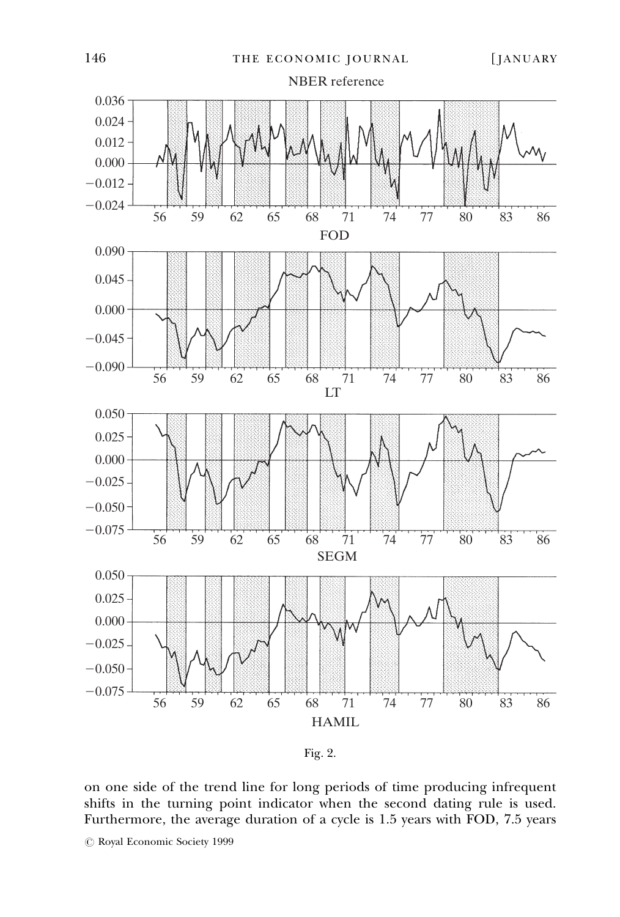Fig. 2.

on one side of the trend line for long periods of time producing infrequent shifts in the turning point indicator when the second dating rule is used. Furthermore, the average duration of a cycle is 1.5 years with FOD, 7.5 years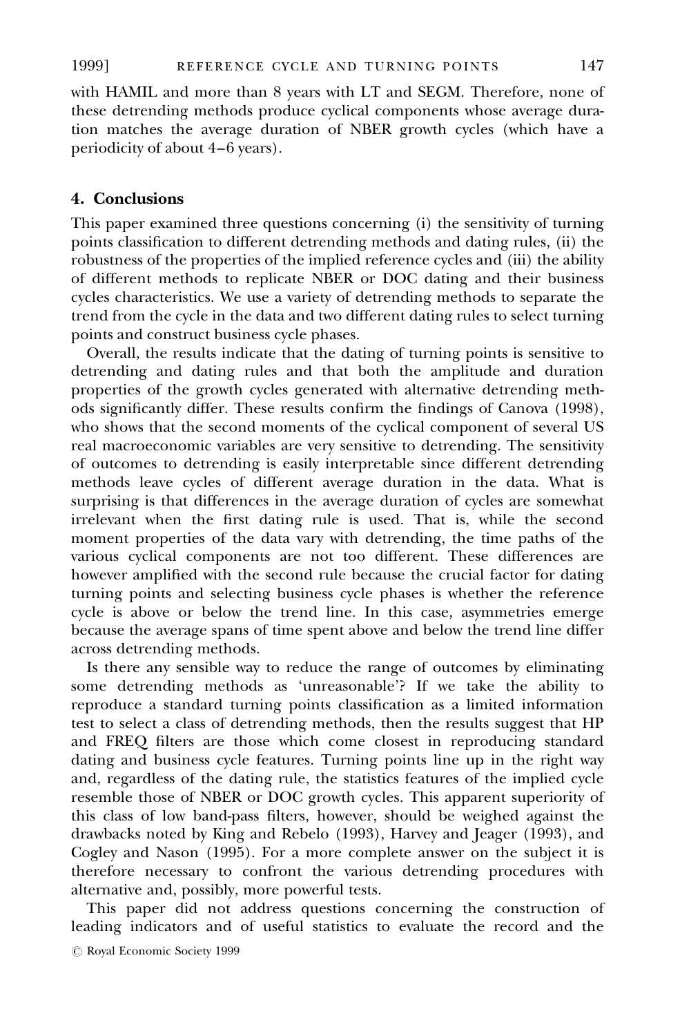with HAMIL and more than 8 years with LT and SEGM. Therefore, none of these detrending methods produce cyclical components whose average duration matches the average duration of NBER growth cycles (which have a periodicity of about 4–6 years).

## 4. Conclusions

This paper examined three questions concerning (i) the sensitivity of turning points classification to different detrending methods and dating rules, (ii) the robustness of the properties of the implied reference cycles and (iii) the ability of different methods to replicate NBER or DOC dating and their business cycles characteristics. We use a variety of detrending methods to separate the trend from the cycle in the data and two different dating rules to select turning points and construct business cycle phases.

Overall, the results indicate that the dating of turning points is sensitive to detrending and dating rules and that both the amplitude and duration properties of the growth cycles generated with alternative detrending methods significantly differ. These results confirm the findings of Canova (1998), who shows that the second moments of the cyclical component of several US real macroeconomic variables are very sensitive to detrending. The sensitivity of outcomes to detrending is easily interpretable since different detrending methods leave cycles of different average duration in the data. What is surprising is that differences in the average duration of cycles are somewhat irrelevant when the first dating rule is used. That is, while the second moment properties of the data vary with detrending, the time paths of the various cyclical components are not too different. These differences are however amplified with the second rule because the crucial factor for dating turning points and selecting business cycle phases is whether the reference cycle is above or below the trend line. In this case, asymmetries emerge because the average spans of time spent above and below the trend line differ across detrending methods.

Is there any sensible way to reduce the range of outcomes by eliminating some detrending methods as 'unreasonable'? If we take the ability to reproduce a standard turning points classification as a limited information test to select a class of detrending methods, then the results suggest that HP and FREQ filters are those which come closest in reproducing standard dating and business cycle features. Turning points line up in the right way and, regardless of the dating rule, the statistics features of the implied cycle resemble those of NBER or DOC growth cycles. This apparent superiority of this class of low band-pass filters, however, should be weighed against the drawbacks noted by King and Rebelo (1993), Harvey and Jeager (1993), and Cogley and Nason (1995). For a more complete answer on the subject it is therefore necessary to confront the various detrending procedures with alternative and, possibly, more powerful tests.

This paper did not address questions concerning the construction of leading indicators and of useful statistics to evaluate the record and the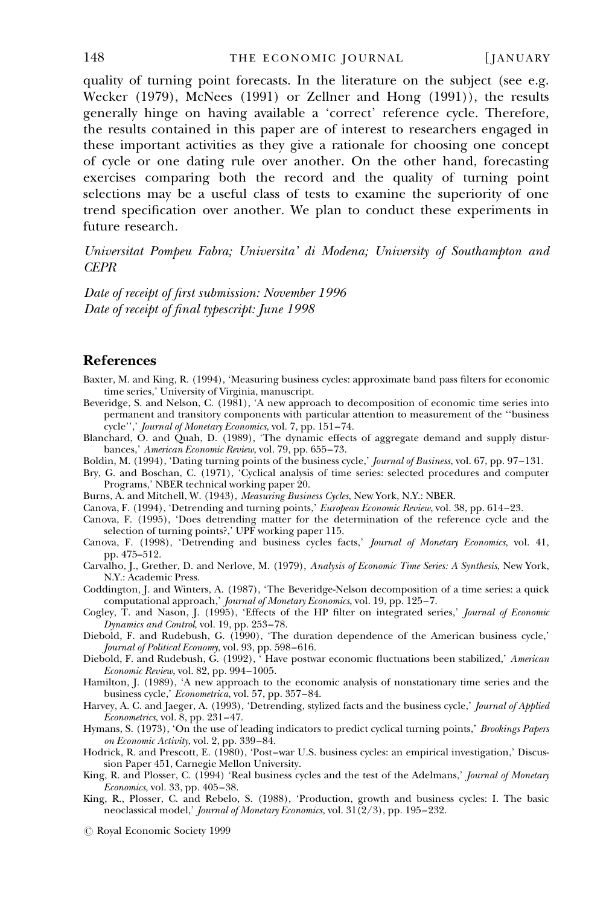quality of turning point forecasts. In the literature on the subject (see e.g. Wecker (1979), McNees (1991) or Zellner and Hong (1991)), the results generally hinge on having available a 'correct' reference cycle. Therefore, the results contained in this paper are of interest to researchers engaged in these important activities as they give a rationale for choosing one concept of cycle or one dating rule over another. On the other hand, forecasting exercises comparing both the record and the quality of turning point selections may be a useful class of tests to examine the superiority of one trend specification over another. We plan to conduct these experiments in future research.

*Universitat Pompeu Fabra; Universita' di Modena; University of Southampton and CEPR*

*Date of receipt of first submission: November 1996*
*Date of receipt of final typescript: June 1998*

## References

Baxter, M. and King, R. (1994), 'Measuring business cycles: approximate band pass filters for economic time series,' University of Virginia, manuscript.

Beveridge, S. and Nelson, C. (1981), 'A new approach to decomposition of economic time series into permanent and transitory components with particular attention to measurement of the ''business cycle'',' *Journal of Monetary Economics*, vol. 7, pp. 151–74.

Blanchard, O. and Quah, D. (1989), 'The dynamic effects of aggregate demand and supply disturbances,' *American Economic Review*, vol. 79, pp. 655–73.

Boldin, M. (1994), 'Dating turning points of the business cycle,' *Journal of Business*, vol. 67, pp. 97–131.

Bry, G. and Boschan, C. (1971), 'Cyclical analysis of time series: selected procedures and computer Programs,' NBER technical working paper 20.

Burns, A. and Mitchell, W. (1943), *Measuring Business Cycles*, New York, N.Y.: NBER.

Canova, F. (1994), 'Detrending and turning points,' *European Economic Review*, vol. 38, pp. 614–23.

Canova, F. (1995), 'Does detrending matter for the determination of the reference cycle and the selection of turning points?,' UPF working paper 115.

Canova, F. (1998), 'Detrending and business cycles facts,' *Journal of Monetary Economics*, vol. 41, pp. 475–512.

Carvalho, J., Grether, D. and Nerlove, M. (1979), *Analysis of Economic Time Series: A Synthesis*, New York, N.Y.: Academic Press.

Coddington, J. and Winters, A. (1987), 'The Beveridge-Nelson decomposition of a time series: a quick computational approach,' *Journal of Monetary Economics*, vol. 19, pp. 125–7.

Cogley, T. and Nason, J. (1995), 'Effects of the HP filter on integrated series,' *Journal of Economic Dynamics and Control*, vol. 19, pp. 253–78.

Diebold, F. and Rudebush, G. (1990), 'The duration dependence of the American business cycle,' *Journal of Political Economy*, vol. 93, pp. 598–616.

Diebold, F. and Rudebush, G. (1992), ' Have postwar economic fluctuations been stabilized,' *American Economic Review*, vol. 82, pp. 994–1005.

Hamilton, J. (1989), 'A new approach to the economic analysis of nonstationary time series and the business cycle,' *Econometrica*, vol. 57, pp. 357–84.

Harvey, A. C. and Jaeger, A. (1993), 'Detrending, stylized facts and the business cycle,' *Journal of Applied Econometrics*, vol. 8, pp. 231–47.

Hymans, S. (1973), 'On the use of leading indicators to predict cyclical turning points,' *Brookings Papers on Economic Activity*, vol. 2, pp. 339–84.

Hodrick, R. and Prescott, E. (1980), 'Post–war U.S. business cycles: an empirical investigation,' Discussion Paper 451, Carnegie Mellon University.

King, R. and Plosser, C. (1994) 'Real business cycles and the test of the Adelmans,' *Journal of Monetary Economics*, vol. 33, pp. 405–38.

King, R., Plosser, C. and Rebelo, S. (1988), 'Production, growth and business cycles: I. The basic neoclassical model,' *Journal of Monetary Economics*, vol. 31(2/3), pp. 195–232.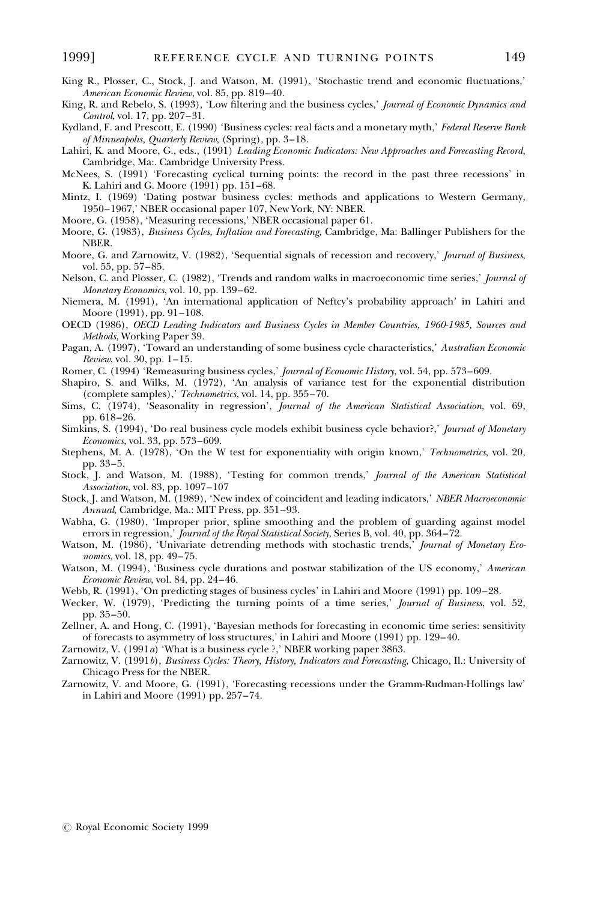King R., Plosser, C., Stock, J. and Watson, M. (1991), 'Stochastic trend and economic fluctuations,' *American Economic Review*, vol. 85, pp. 819–40.

King, R. and Rebelo, S. (1993), 'Low filtering and the business cycles,' *Journal of Economic Dynamics and Control*, vol. 17, pp. 207–31.

Kydland, F. and Prescott, E. (1990) 'Business cycles: real facts and a monetary myth,' *Federal Reserve Bank of Minneapolis, Quarterly Review*, (Spring), pp. 3–18.

Lahiri, K. and Moore, G., eds., (1991) *Leading Economic Indicators: New Approaches and Forecasting Record*, Cambridge, Ma:. Cambridge University Press.

McNees, S. (1991) 'Forecasting cyclical turning points: the record in the past three recessions' in K. Lahiri and G. Moore (1991) pp. 151–68.

Mintz, I. (1969) 'Dating postwar business cycles: methods and applications to Western Germany, 1950–1967,' NBER occasional paper 107, New York, NY: NBER.

Moore, G. (1958), 'Measuring recessions,' NBER occasional paper 61.

Moore, G. (1983), *Business Cycles, Inflation and Forecasting*, Cambridge, Ma: Ballinger Publishers for the NBER.

Moore, G. and Zarnowitz, V. (1982), 'Sequential signals of recession and recovery,' *Journal of Business*, vol. 55, pp. 57–85.

Nelson, C. and Plosser, C. (1982), 'Trends and random walks in macroeconomic time series,' *Journal of Monetary Economics*, vol. 10, pp. 139–62.

Niemera, M. (1991), 'An international application of Neftcy's probability approach' in Lahiri and Moore (1991), pp. 91–108.

OECD (1986), *OECD Leading Indicators and Business Cycles in Member Countries, 1960-1985, Sources and Methods*, Working Paper 39.

Pagan, A. (1997), 'Toward an understanding of some business cycle characteristics,' *Australian Economic Review*, vol. 30, pp. 1–15.

Romer, C. (1994) 'Remeasuring business cycles,' *Journal of Economic History*, vol. 54, pp. 573–609.

Shapiro, S. and Wilks, M. (1972), 'An analysis of variance test for the exponential distribution (complete samples),' *Technometrics*, vol. 14, pp. 355–70.

Sims, C. (1974), 'Seasonality in regression', *Journal of the American Statistical Association*, vol. 69, pp. 618–26.

Simkins, S. (1994), 'Do real business cycle models exhibit business cycle behavior?,' *Journal of Monetary Economics*, vol. 33, pp. 573–609.

Stephens, M. A. (1978), 'On the W test for exponentiality with origin known,' *Technometrics*, vol. 20, pp. 33–5.

Stock, J. and Watson, M. (1988), 'Testing for common trends,' *Journal of the American Statistical Association*, vol. 83, pp. 1097–107

Stock, J. and Watson, M. (1989), 'New index of coincident and leading indicators,' *NBER Macroeconomic Annual*, Cambridge, Ma.: MIT Press, pp. 351–93.

Wabha, G. (1980), 'Improper prior, spline smoothing and the problem of guarding against model errors in regression,' *Journal of the Royal Statistical Society*, Series B, vol. 40, pp. 364–72.

Watson, M. (1986), 'Univariate detrending methods with stochastic trends,' *Journal of Monetary Economics*, vol. 18, pp. 49–75.

Watson, M. (1994), 'Business cycle durations and postwar stabilization of the US economy,' *American Economic Review*, vol. 84, pp. 24–46.

Webb, R. (1991), 'On predicting stages of business cycles' in Lahiri and Moore (1991) pp. 109–28.

Wecker, W. (1979), 'Predicting the turning points of a time series,' *Journal of Business*, vol. 52, pp. 35–50.

Zellner, A. and Hong, C. (1991), 'Bayesian methods for forecasting in economic time series: sensitivity of forecasts to asymmetry of loss structures,' in Lahiri and Moore (1991) pp. 129–40.

Zarnowitz, V. (1991*a*) 'What is a business cycle ?,' NBER working paper 3863.

Zarnowitz, V. (1991*b*), *Business Cycles: Theory, History, Indicators and Forecasting*, Chicago, Il.: University of Chicago Press for the NBER.

Zarnowitz, V. and Moore, G. (1991), 'Forecasting recessions under the Gramm-Rudman-Hollings law' in Lahiri and Moore (1991) pp. 257–74.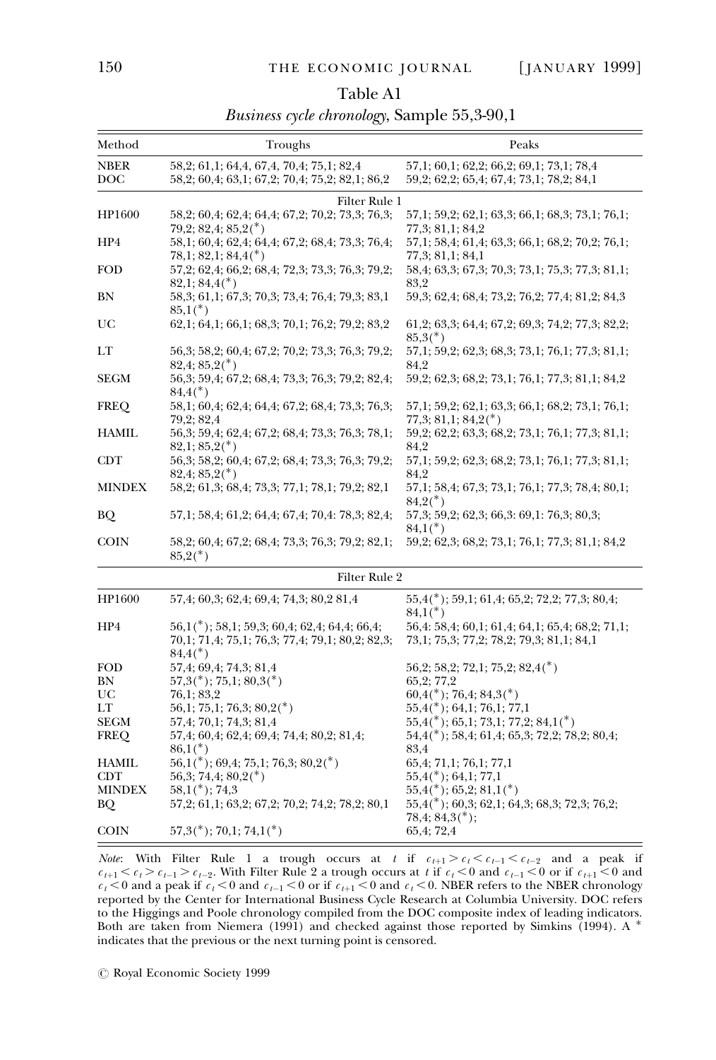Table A1

*Business cycle chronology*, Sample 55,3-90,1

| Method | Troughs | Peaks |
|---|---|---|
| NBER | 58,2; 61,1; 64,4, 67,4, 70,4; 75,1; 82,4 | 57,1; 60,1; 62,2; 66,2; 69,1; 73,1; 78,4 |
| DOC | 58,2; 60,4; 63,1; 67,2; 70,4; 75,2; 82,1; 86,2 | 59,2; 62,2; 65,4; 67,4; 73,1; 78,2; 84,1 |
| | Filter Rule 1 | |
| HP1600 | 58,2; 60,4; 62,4; 64,4; 67,2; 70,2; 73,3; 76,3; 79,2; 82,4; 85,2(*) | 57,1; 59,2; 62,1; 63,3; 66,1; 68,3; 73,1; 76,1; 77,3; 81,1; 84,2 |
| HP4 | 58,1; 60,4; 62,4; 64,4; 67,2; 68,4; 73,3; 76,4; 78,1; 82,1; 84,4(*) | 57,1; 58,4; 61,4; 63,3; 66,1; 68,2; 70,2; 76,1; 77,3; 81,1; 84,1 |
| FOD | 57,2; 62,4; 66,2; 68,4; 72,3; 73,3; 76,3; 79,2; 82,1; 84,4(*) | 58,4; 63,3; 67,3; 70,3; 73,1; 75,3; 77,3; 81,1; 83,2 |
| BN | 58,3; 61,1; 67,3; 70,3; 73,4; 76,4; 79,3; 83,1 85,1(*) | 59,3; 62,4; 68,4; 73,2; 76,2; 77,4; 81,2; 84,3 |
| UC | 62,1; 64,1; 66,1; 68,3; 70,1; 76,2; 79,2; 83,2 | 61,2; 63,3; 64,4; 67,2; 69,3; 74,2; 77,3; 82,2; 85,3(*) |
| LT | 56,3; 58,2; 60,4; 67,2; 70,2; 73,3; 76,3; 79,2; 82,4; 85,2(*) | 57,1; 59,2; 62,3; 68,3; 73,1; 76,1; 77,3; 81,1; 84,2 |
| SEGM | 56,3; 59,4; 67,2; 68,4; 73,3; 76,3; 79,2; 82,4; 84,4(*) | 59,2; 62,3; 68,2; 73,1; 76,1; 77,3; 81,1; 84,2 |
| FREQ | 58,1; 60,4; 62,4; 64,4; 67,2; 68,4; 73,3; 76,3; 79,2; 82,4 | 57,1; 59,2; 62,1; 63,3; 66,1; 68,2; 73,1; 76,1; 77,3; 81,1; 84,2(*) |
| HAMIL | 56,3; 59,4; 62,4; 67,2; 68,4; 73,3; 76,3; 78,1; 82,1; 85,2(*) | 59,2; 62,2; 63,3; 68,2; 73,1; 76,1; 77,3; 81,1; 84,2 |
| CDT | 56,3; 58,2; 60,4; 67,2; 68,4; 73,3; 76,3; 79,2; 82,4; 85,2(*) | 57,1; 59,2; 62,3; 68,2; 73,1; 76,1; 77,3; 81,1; 84,2 |
| MINDEX | 58,2; 61,3; 68,4; 73,3; 77,1; 78,1; 79,2; 82,1 | 57,1; 58,4; 67,3; 73,1; 76,1; 77,3; 78,4; 80,1; 84,2(*) |
| BQ | 57,1; 58,4; 61,2; 64,4; 67,4; 70,4: 78,3; 82,4; | 57,3; 59,2; 62,3; 66,3: 69,1: 76,3; 80,3; 84,1(*) |
| COIN | 58,2; 60,4; 67,2; 68,4; 73,3; 76,3; 79,2; 82,1; 85,2(*) | 59,2; 62,3; 68,2; 73,1; 76,1; 77,3; 81,1; 84,2 |
| | Filter Rule 2 | |
| HP1600 | 57,4; 60,3; 62,4; 69,4; 74,3; 80,2 81,4 | 55,4(*); 59,1; 61,4; 65,2; 72,2; 77,3; 80,4; 84,1(*) |
| HP4 | 56,1(*); 58,1; 59,3; 60,4; 62,4; 64,4; 66,4; 70,1; 71,4; 75,1; 76,3; 77,4; 79,1; 80,2; 82,3; 84,4(*) | 56,4: 58,4; 60,1; 61,4; 64,1; 65,4; 68,2; 71,1; 73,1; 75,3; 77,2; 78,2; 79,3; 81,1; 84,1 |
| FOD | 57,4; 69,4; 74,3; 81,4 | 56,2; 58,2; 72,1; 75,2; 82,4(*) |
| BN | 57,3(*); 75,1; 80,3(*) | 65,2; 77,2 |
| UC | 76,1; 83,2 | 60,4(*); 76,4; 84,3(*) |
| LT | 56,1; 75,1; 76,3; 80,2(*) | 55,4(*); 64,1; 76,1; 77,1 |
| SEGM | 57,4; 70,1; 74,3; 81,4 | 55,4(*); 65,1; 73,1; 77,2; 84,1(*) |
| FREQ | 57,4; 60,4; 62,4; 69,4; 74,4; 80,2; 81,4; 86,1(*) | 54,4(*); 58,4; 61,4; 65,3; 72,2; 78,2; 80,4; 83,4 |
| HAMIL | 56,1(*); 69,4; 75,1; 76,3; 80,2(*) | 65,4; 71,1; 76,1; 77,1 |
| CDT | 56,3; 74,4; 80,2(*) | 55,4(*); 64,1; 77,1 |
| MINDEX | 58,1(*); 74,3 | 55,4(*); 65,2; 81,1(*) |
| BQ | 57,2; 61,1; 63,2; 67,2; 70,2; 74,2; 78,2; 80,1 | 55,4(*); 60,3; 62,1; 64,3; 68,3; 72,3; 76,2; 78,4; 84,3(*); |
| COIN | 57,3(*); 70,1; 74,1(*) | 65,4; 72,4 |

*Note*: With Filter Rule 1 a trough occurs at $t$ if $c_{t+1} > c_t < c_{t-1} < c_{t-2}$ and a peak if $c_{t+1} < c_t > c_{t-1} > c_{t-2}$. With Filter Rule 2 a trough occurs at $t$ if $c_t < 0$ and $c_{t-1} < 0$ or if $c_{t+1} < 0$ and $c_t < 0$ and a peak if $c_t < 0$ and $c_{t-1} < 0$ or if $c_{t+1} < 0$ and $c_t < 0$. NBER refers to the NBER chronology reported by the Center for International Business Cycle Research at Columbia University. DOC refers to the Higgings and Poole chronology compiled from the DOC composite index of leading indicators. Both are taken from Niemera (1991) and checked against those reported by Simkins (1994). A * indicates that the previous or the next turning point is censored.

© Royal Economic Society 1999